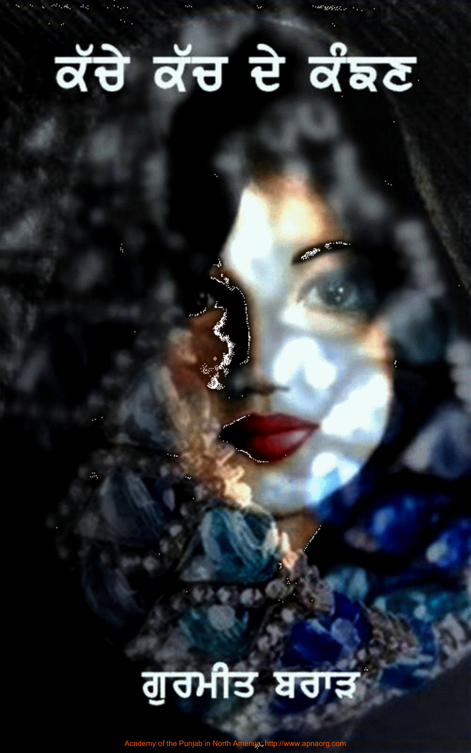# ਕੱਚੇ ਕੱਚ ਦੇ ਕੰਙਣ

## ਗੁਰਮੀਤ ਬਰਾੜ

Academy of the Punjab in North America: http://www.apnaorg.com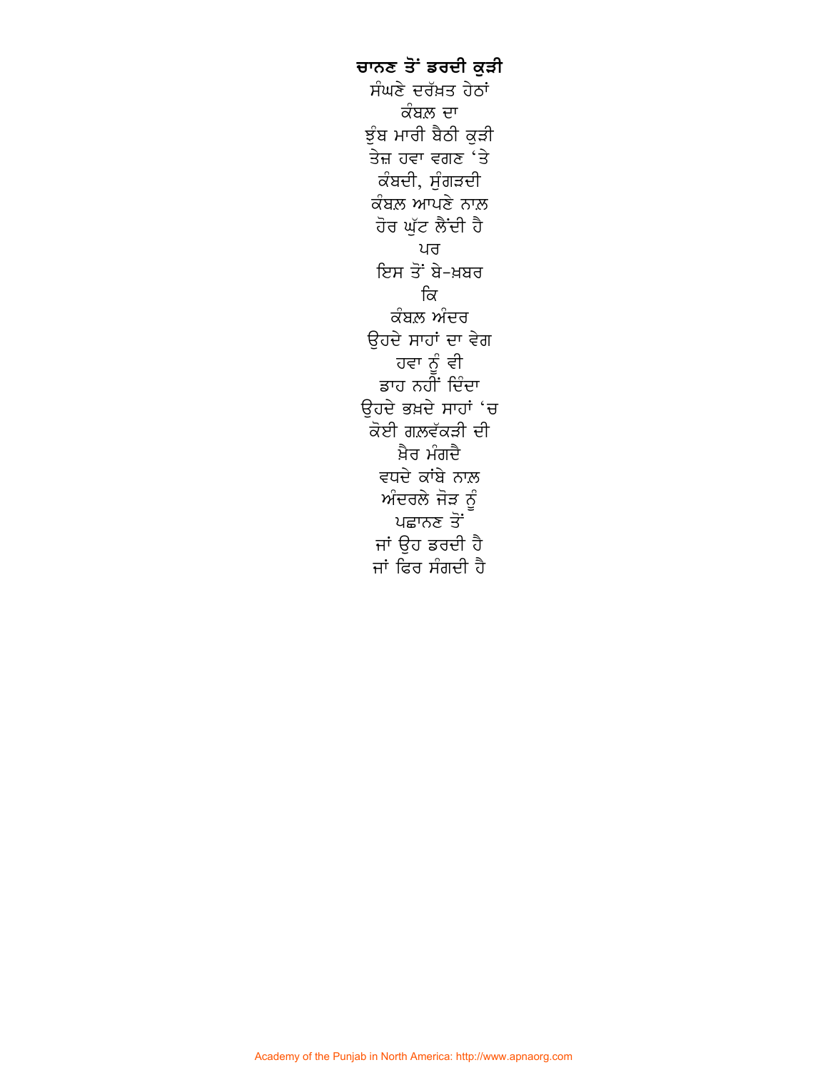**ਚਾਨਣ ਤੋਂ ਡਰਦੀ ਕੁੜੀ**

ਸੰਘਣੇ ਦਰੱਖ਼ਤ ਹੇਠਾਂ  
ਕੰਬਲ਼ ਦਾ  
ਝੁੰਬ ਮਾਰੀ ਬੈਠੀ ਕੁੜੀ  
ਤੇਜ਼ ਹਵਾ ਵਗਣ ‘ਤੇ  
ਕੰਬਦੀ, ਸੁੰਗੜਦੀ  
ਕੰਬਲ਼ ਆਪਣੇ ਨਾਲ਼  
ਹੋਰ ਘੁੱਟ ਲੈਂਦੀ ਹੈ  
ਪਰ  
ਇਸ ਤੋਂ ਬੇ-ਖ਼ਬਰ  
ਕਿ  
ਕੰਬਲ਼ ਅੰਦਰ  
ਉਹਦੇ ਸਾਹਾਂ ਦਾ ਵੇਗ  
ਹਵਾ ਨੂੰ ਵੀ  
ਡਾਹ ਨਹੀਂ ਦਿੰਦਾ  
ਉਹਦੇ ਭਖ਼ਦੇ ਸਾਹਾਂ ‘ਚ  
ਕੋਈ ਗ਼ਲਵੱਕੜੀ ਦੀ  
ਖ਼ੈਰ ਮੰਗਦੈ  
ਵਧਦੇ ਕਾਂਬੇ ਨਾਲ਼  
ਅੰਦਰਲੇ ਜੋੜ ਨੂੰ  
ਪਛਾਨਣ ਤੋਂ  
ਜਾਂ ਉਹ ਡਰਦੀ ਹੈ  
ਜਾਂ ਫਿਰ ਸੰਗਦੀ ਹੈ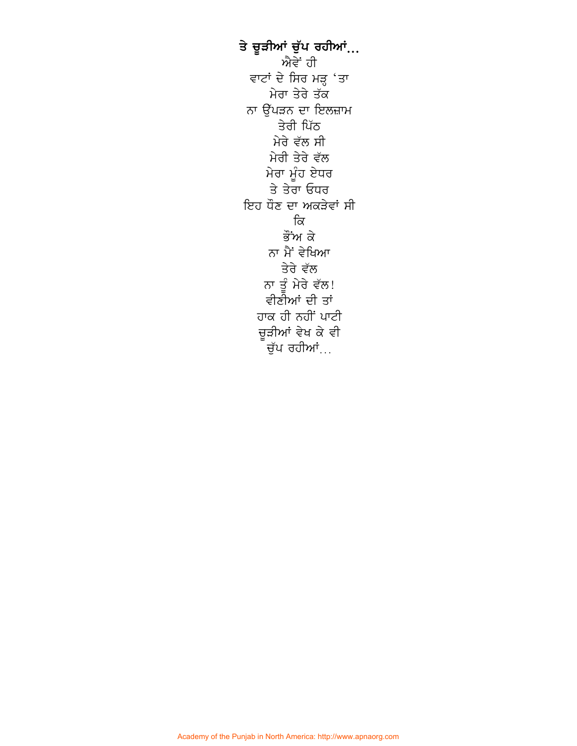**ਤੇ ਚੂੜੀਆਂ ਚੁੱਪ ਰਹੀਆਂ...**

ਐਵੇਂ ਹੀ
ਵਾਟਾਂ ਦੇ ਸਿਰ ਮੜ੍ਹ 'ਤਾ
ਮੇਰਾ ਤੇਰੇ ਤੱਕ
ਨਾ ਉੱਪੜਨ ਦਾ ਇਲਜ਼ਾਮ
ਤੇਰੀ ਪਿੱਠ
ਮੇਰੇ ਵੱਲ ਸੀ
ਮੇਰੀ ਤੇਰੇ ਵੱਲ
ਮੇਰਾ ਮੂੰਹ ਏਧਰ
ਤੇ ਤੇਰਾ ਓਧਰ
ਇਹ ਧੌਣ ਦਾ ਅਕੜੇਵਾਂ ਸੀ
ਕਿ
ਭੌਂਅ ਕੇ
ਨਾ ਮੈਂ ਵੇਖਿਆ
ਤੇਰੇ ਵੱਲ
ਨਾ ਤੂੰ ਮੇਰੇ ਵੱਲ!
ਵੀਣੀਆਂ ਦੀ ਤਾਂ
ਹਾਕ ਹੀ ਨਹੀਂ ਪਾਟੀ
ਚੂੜੀਆਂ ਵੇਖ ਕੇ ਵੀ
ਚੁੱਪ ਰਹੀਆਂ...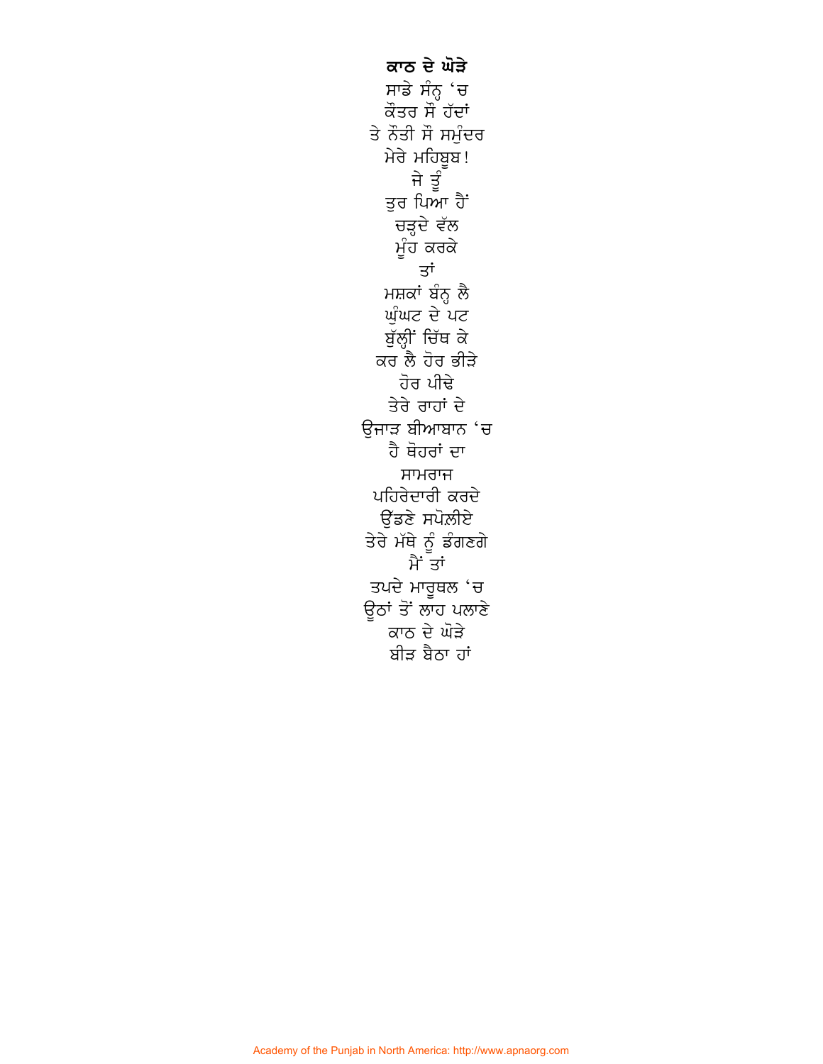# ਕਾਠ ਦੇ ਘੋੜੇ

ਸਾਡੇ ਸੰਨ੍ਹ 'ਚ  
ਕੌਤਰ ਸੌ ਹੱਦਾਂ  
ਤੇ ਨੌਤੀ ਸੌ ਸਮੁੰਦਰ  
ਮੇਰੇ ਮਹਿਬੂਬ!  
ਜੇ ਤੂੰ  
ਤੁਰ ਪਿਆ ਹੈਂ  
ਚੜ੍ਹਦੇ ਵੱਲ  
ਮੂੰਹ ਕਰਕੇ  
ਤਾਂ  
ਮਸ਼ਕਾਂ ਬੰਨ੍ਹ ਲੈ  
ਘੁੰਘਟ ਦੇ ਪਟ  
ਬੁੱਲ੍ਹੀਂ ਚਿੱਥ ਕੇ  
ਕਰ ਲੈ ਹੋਰ ਭੀੜੇ  
ਹੋਰ ਪੀਢੇ  
ਤੇਰੇ ਰਾਹਾਂ ਦੇ  
ਉਜਾੜ ਬੀਆਬਾਨ 'ਚ  
ਹੈ ਥੋਹਰਾਂ ਦਾ  
ਸਾਮਰਾਜ  
ਪਹਿਰੇਦਾਰੀ ਕਰਦੇ  
ਉੱਡਣੇ ਸਪੋਲ਼ੀਏ  
ਤੇਰੇ ਮੱਥੇ ਨੂੰ ਡੰਗਣਗੇ  
ਮੈਂ ਤਾਂ  
ਤਪਦੇ ਮਾਰੂਥਲ 'ਚ  
ਊਠਾਂ ਤੋਂ ਲਾਹ ਪਲਾਣੇ  
ਕਾਠ ਦੇ ਘੋੜੇ  
ਬੀੜ ਬੈਠਾ ਹਾਂ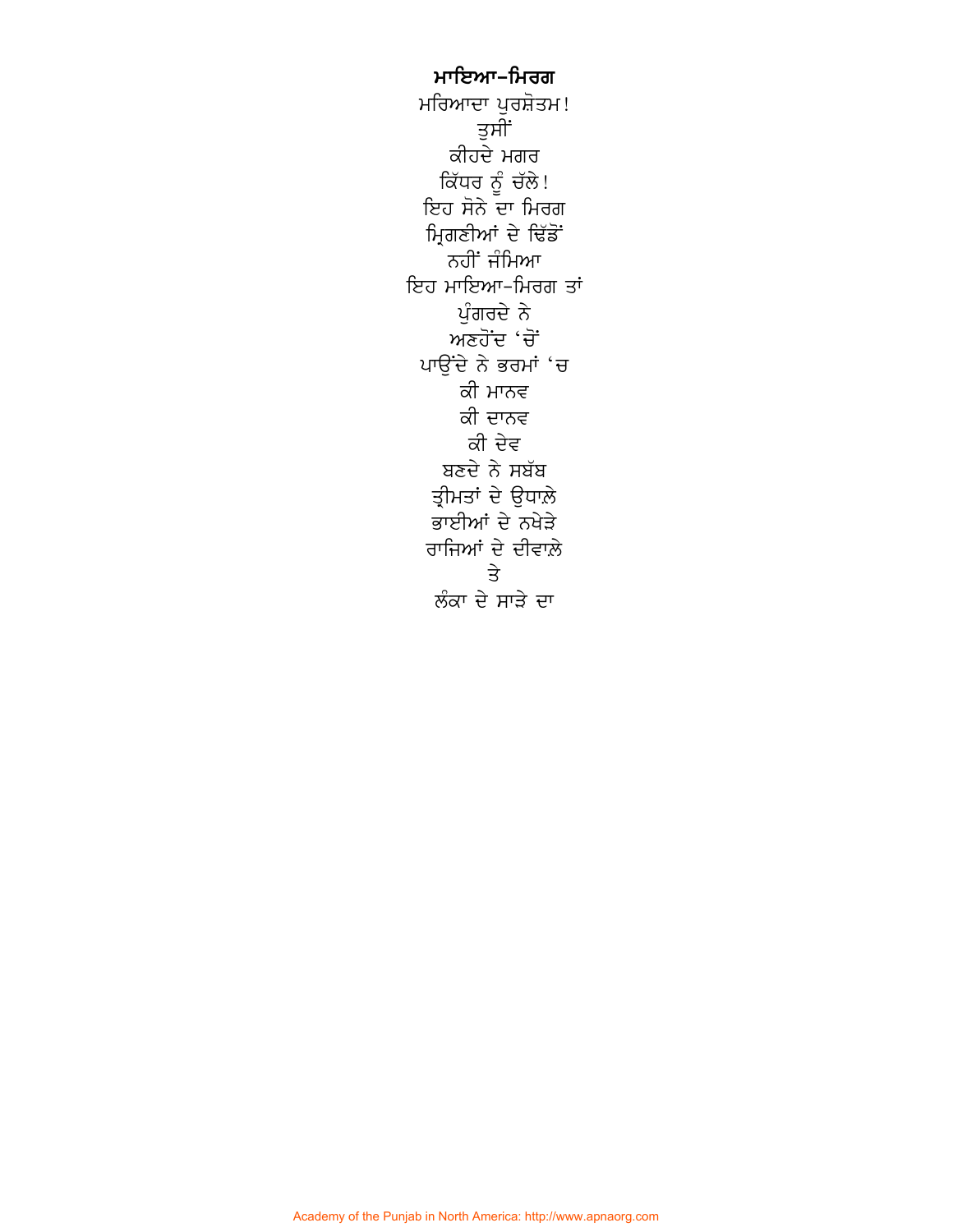**ਮਾਇਆ-ਮਿਰਗ**

ਮਰਿਆਦਾ ਪੁਰਸ਼ੋਤਮ!
ਤੁਸੀਂ
ਕੀਹਦੇ ਮਗਰ
ਕਿੱਧਰ ਨੂੰ ਚੱਲੇ!
ਇਹ ਸੋਨੇ ਦਾ ਮਿਰਗ
ਮ੍ਰਿਗਣੀਆਂ ਦੇ ਢਿੱਡੋਂ
ਨਹੀਂ ਜੰਮਿਆ
ਇਹ ਮਾਇਆ-ਮਿਰਗ ਤਾਂ
ਪੁੰਗਰਦੇ ਨੇ
ਅਣਹੋਂਦ 'ਚੋਂ
ਪਾਉਂਦੇ ਨੇ ਭਰਮਾਂ 'ਚ
ਕੀ ਮਾਨਵ
ਕੀ ਦਾਨਵ
ਕੀ ਦੇਵ
ਬਣਦੇ ਨੇ ਸਬੱਬ
ਤ੍ਰੀਮਤਾਂ ਦੇ ਉਧਾਲ਼ੇ
ਭਾਈਆਂ ਦੇ ਨਖੇੜੇ
ਰਾਜਿਆਂ ਦੇ ਦੀਵਾਲ਼ੇ
ਤੇ
ਲੰਕਾ ਦੇ ਸਾੜੇ ਦਾ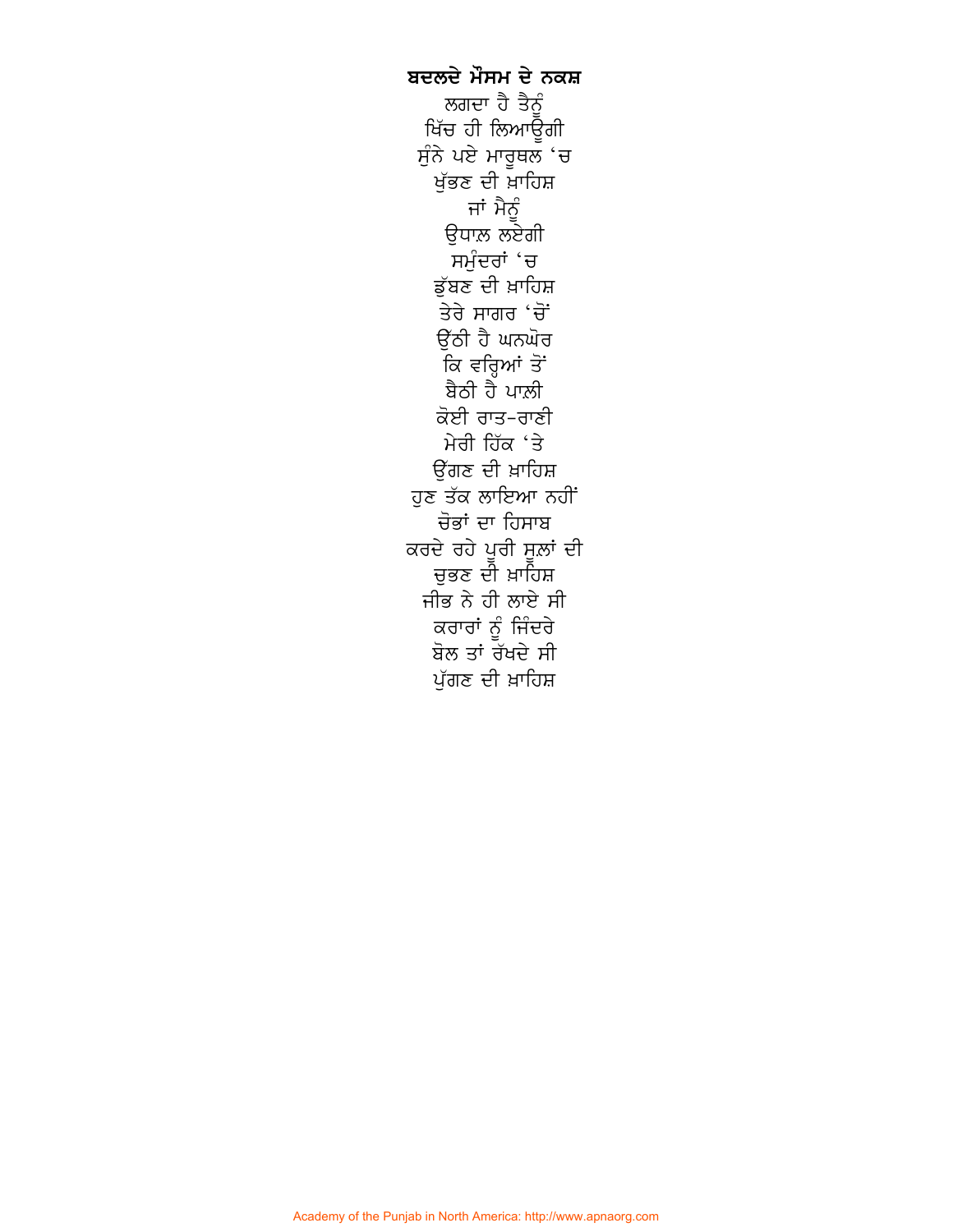**ਬਦਲਦੇ ਮੌਸਮ ਦੇ ਨਕਸ਼**

ਲਗਦਾ ਹੈ ਤੈਨੂੰ
ਖਿੱਚ ਹੀ ਲਿਆਊਗੀ
ਸੁੰਨੇ ਪਏ ਮਾਰੂਥਲ 'ਚ
ਖੁੱਭਣ ਦੀ ਖ਼ਾਹਿਸ਼
ਜਾਂ ਮੈਨੂੰ
ਉਧਾਲ਼ ਲਏਗੀ
ਸਮੁੰਦਰਾਂ 'ਚ
ਡੁੱਬਣ ਦੀ ਖ਼ਾਹਿਸ਼
ਤੇਰੇ ਸਾਗਰ 'ਚੋਂ
ਉੱਠੀ ਹੈ ਘਨਘੋਰ
ਕਿ ਵਰ੍ਹਿਆਂ ਤੋਂ
ਬੈਠੀ ਹੈ ਪਾਲ਼ੀ
ਕੋਈ ਰਾਤ-ਰਾਣੀ
ਮੇਰੀ ਹਿੱਕ 'ਤੇ
ਉੱਗਣ ਦੀ ਖ਼ਾਹਿਸ਼
ਹੁਣ ਤੱਕ ਲਾਇਆ ਨਹੀਂ
ਚੋਭਾਂ ਦਾ ਹਿਸਾਬ
ਕਰਦੇ ਰਹੇ ਪੂਰੀ ਸੂਲ਼ਾਂ ਦੀ
ਚੁਭਣ ਦੀ ਖ਼ਾਹਿਸ਼
ਜੀਭ ਨੇ ਹੀ ਲਾਏ ਸੀ
ਕਰਾਰਾਂ ਨੂੰ ਜਿੰਦਰੇ
ਬੋਲ ਤਾਂ ਰੱਖਦੇ ਸੀ
ਪੁੱਗਣ ਦੀ ਖ਼ਾਹਿਸ਼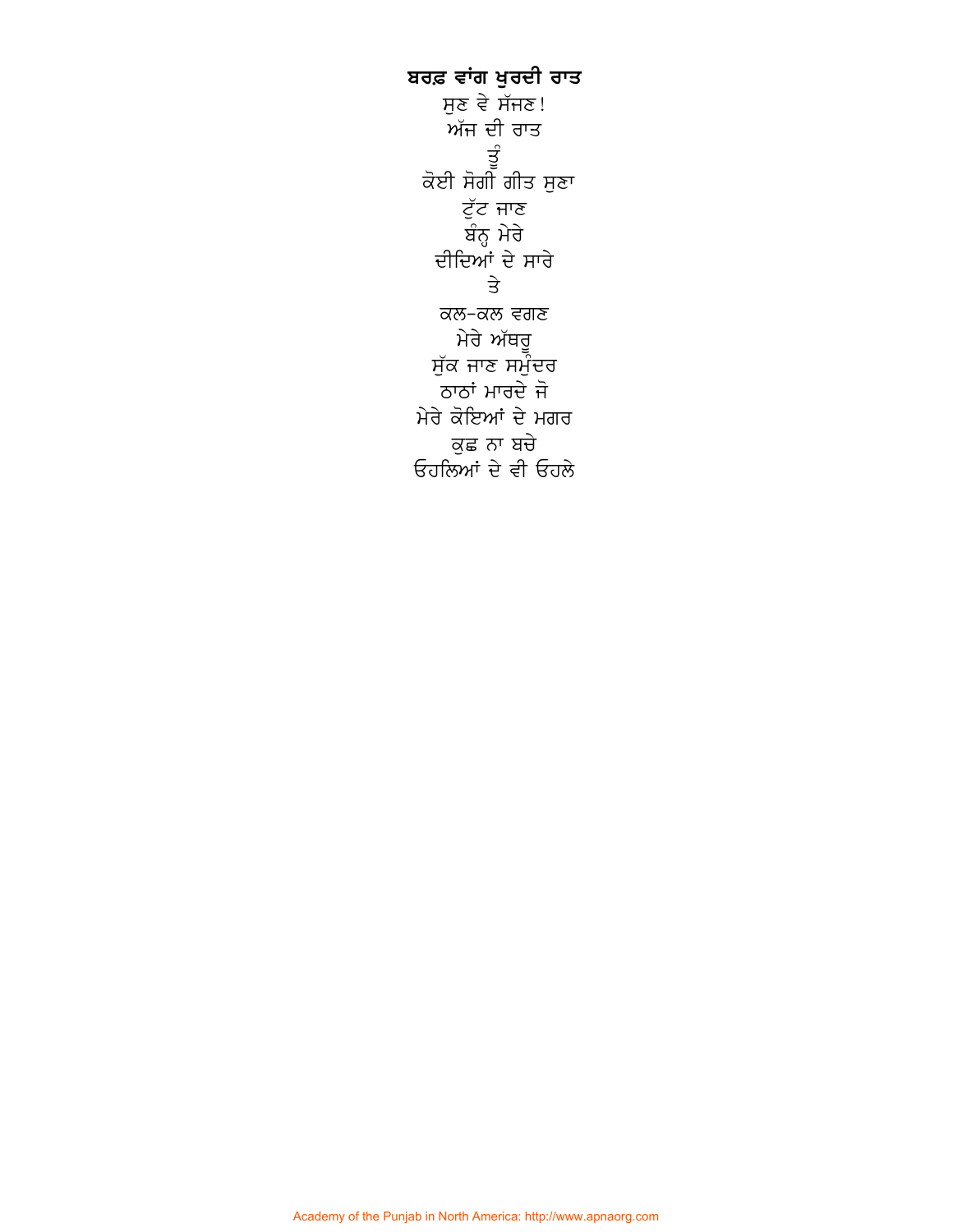**ਬਰਫ਼ ਵਾਂਗ ਖੁਰਦੀ ਰਾਤ**

ਸੁਣ ਵੇ ਸੱਜਣ!
ਅੱਜ ਦੀ ਰਾਤ
ਤੂੰ
ਕੋਈ ਸੋਗੀ ਗੀਤ ਸੁਣਾ
ਟੁੱਟ ਜਾਣ
ਬੰਨ੍ਹ ਮੇਰੇ
ਦੀਦਿਆਂ ਦੇ ਸਾਰੇ
ਤੇ
ਕਲ-ਕਲ ਵਗਣ
ਮੇਰੇ ਅੱਥਰੂ
ਸੁੱਕ ਜਾਣ ਸਮੁੰਦਰ
ਠਾਠਾਂ ਮਾਰਦੇ ਜੋ
ਮੇਰੇ ਕੋਇਆਂ ਦੇ ਮਗਰ
ਕੁਛ ਨਾ ਬਚੇ
ਓਹਲਿਆਂ ਦੇ ਵੀ ਓਹਲੇ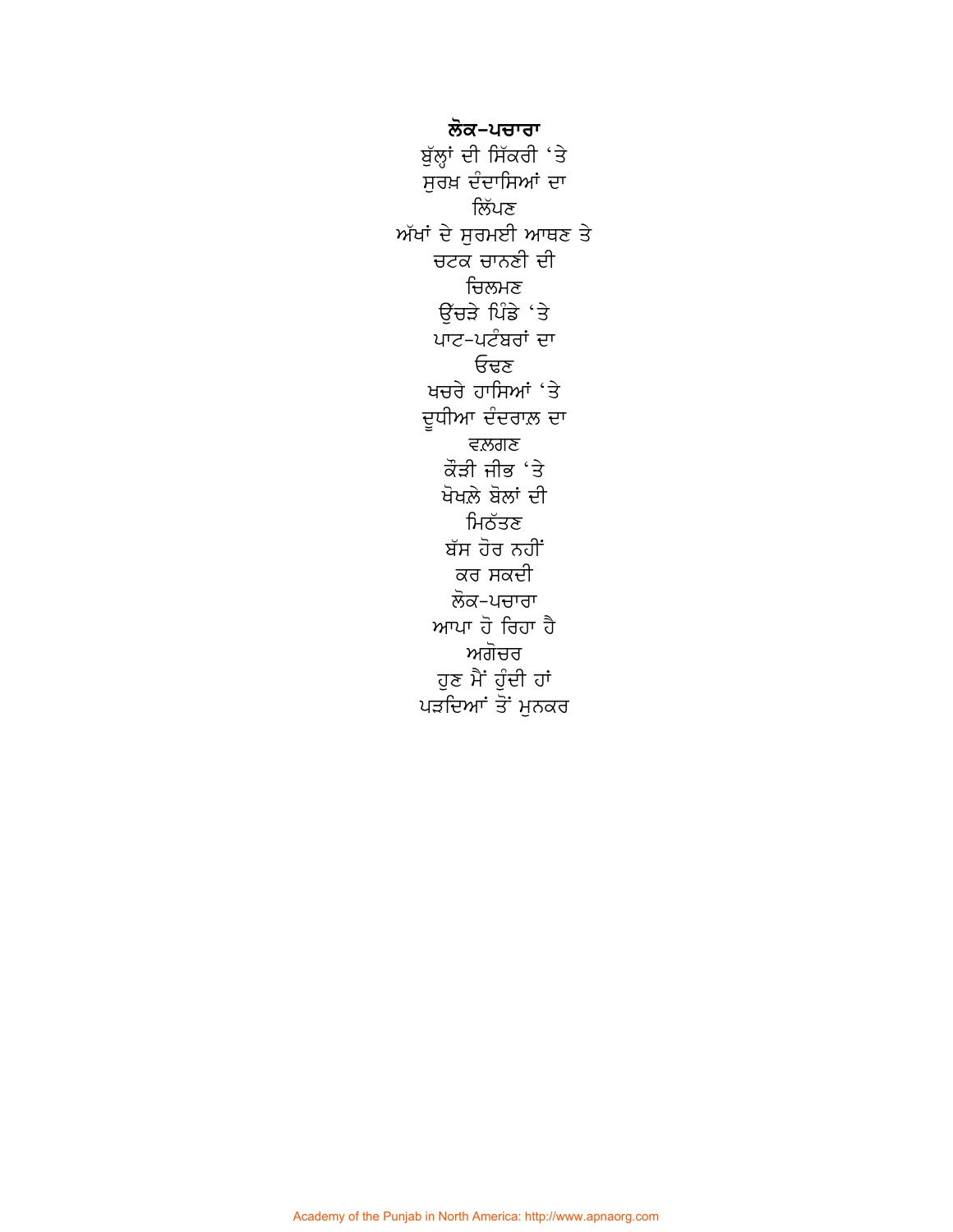**ਲੋਕ-ਪਚਾਰਾ**

ਬੁੱਲ੍ਹਾਂ ਦੀ ਸਿੱਕਰੀ 'ਤੇ  
ਸੁਰਖ਼ ਦੰਦਾਸਿਆਂ ਦਾ  
ਲਿੱਪਣ  
ਅੱਖਾਂ ਦੇ ਸੁਰਮਈ ਆਥਣ ਤੇ  
ਚਟਕ ਚਾਨਣੀ ਦੀ  
ਚਿਲਮਣ  
ਉੱਚੜੇ ਪਿੰਡੇ 'ਤੇ  
ਪਾਟ-ਪਟੰਬਰਾਂ ਦਾ  
ਓਢਣ  
ਖਚਰੇ ਹਾਸਿਆਂ 'ਤੇ  
ਦੂਧੀਆ ਦੰਦਰਾਲ਼ ਦਾ  
ਵਲ਼ਗਣ  
ਕੌੜੀ ਜੀਭ 'ਤੇ  
ਖੋਖਲ਼ੇ ਬੋਲਾਂ ਦੀ  
ਮਿਠੱਤਣ  
ਬੱਸ ਹੋਰ ਨਹੀਂ  
ਕਰ ਸਕਦੀ  
ਲੋਕ-ਪਚਾਰਾ  
ਆਪਾ ਹੋ ਰਿਹਾ ਹੈ  
ਅਗੋਚਰ  
ਹੁਣ ਮੈਂ ਹੁੰਦੀ ਹਾਂ  
ਪੜਦਿਆਂ ਤੋਂ ਮੁਨਕਰ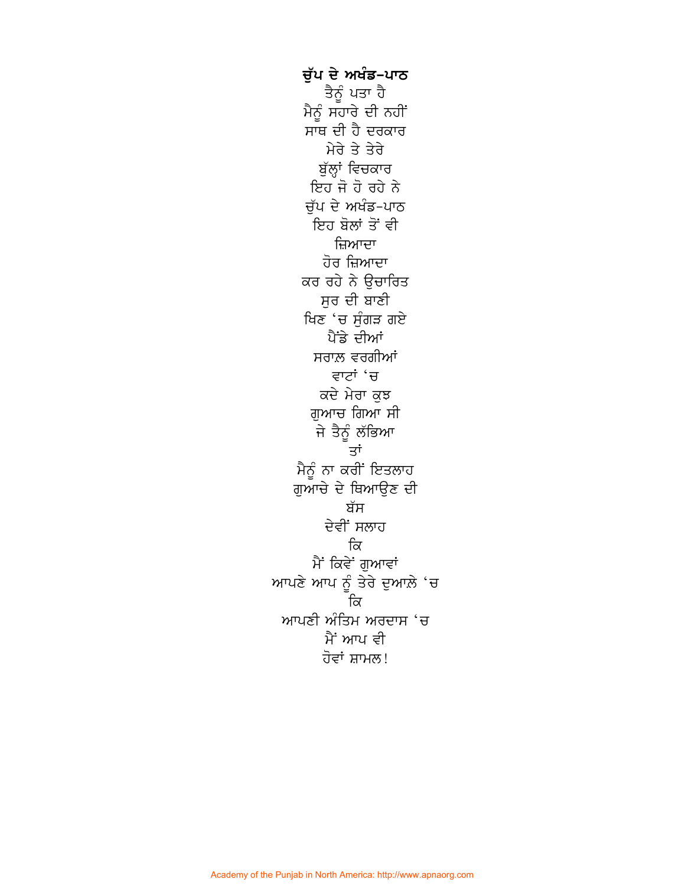**ਚੁੱਪ ਦੇ ਅਖੰਡ-ਪਾਠ**

ਤੈਨੂੰ ਪਤਾ ਹੈ
ਮੈਨੂੰ ਸਹਾਰੇ ਦੀ ਨਹੀਂ
ਸਾਥ ਦੀ ਹੈ ਦਰਕਾਰ
ਮੇਰੇ ਤੇ ਤੇਰੇ
ਬੁੱਲ੍ਹਾਂ ਵਿਚਕਾਰ
ਇਹ ਜੋ ਹੋ ਰਹੇ ਨੇ
ਚੁੱਪ ਦੇ ਅਖੰਡ-ਪਾਠ
ਇਹ ਬੋਲਾਂ ਤੋਂ ਵੀ
ਜ਼ਿਆਦਾ
ਹੋਰ ਜ਼ਿਆਦਾ
ਕਰ ਰਹੇ ਨੇ ਉਚਾਰਿਤ
ਸੁਰ ਦੀ ਬਾਣੀ
ਖਿਣ 'ਚ ਸੁੰਗੜ ਗਏ
ਪੈਂਡੇ ਦੀਆਂ
ਸਰਾਲ਼ ਵਰਗੀਆਂ
ਵਾਟਾਂ 'ਚ
ਕਦੇ ਮੇਰਾ ਕੁਝ
ਗੁਆਚ ਗਿਆ ਸੀ
ਜੇ ਤੈਨੂੰ ਲੱਭਿਆ
ਤਾਂ
ਮੈਨੂੰ ਨਾ ਕਰੀਂ ਇਤਲਾਹ
ਗੁਆਚੇ ਦੇ ਥਿਆਉਣ ਦੀ
ਬੱਸ
ਦੇਵੀਂ ਸਲਾਹ
ਕਿ
ਮੈਂ ਕਿਵੇਂ ਗੁਆਵਾਂ
ਆਪਣੇ ਆਪ ਨੂੰ ਤੇਰੇ ਦੁਆਲ਼ੇ 'ਚ
ਕਿ
ਆਪਣੀ ਅੰਤਿਮ ਅਰਦਾਸ 'ਚ
ਮੈਂ ਆਪ ਵੀ
ਹੋਵਾਂ ਸ਼ਾਮਲ!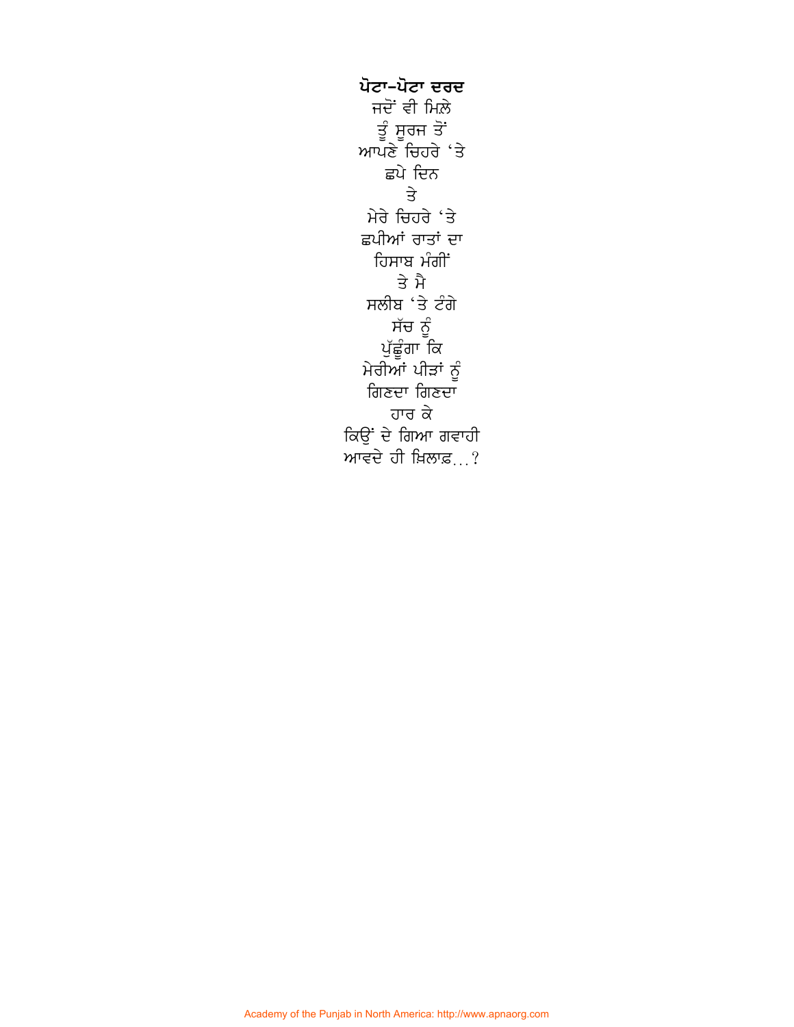**ਪੋਟਾ-ਪੋਟਾ ਦਰਦ**

ਜਦੋਂ ਵੀ ਮਿਲ਼ੇ
ਤੂੰ ਸੂਰਜ ਤੋਂ
ਆਪਣੇ ਚਿਹਰੇ 'ਤੇ
ਛਪੇ ਦਿਨ
ਤੇ
ਮੇਰੇ ਚਿਹਰੇ 'ਤੇ
ਛਪੀਆਂ ਰਾਤਾਂ ਦਾ
ਹਿਸਾਬ ਮੰਗੀਂ
ਤੇ ਮੈ
ਸਲੀਬ 'ਤੇ ਟੰਗੇ
ਸੱਚ ਨੂੰ
ਪੁੱਛੂੰਗਾ ਕਿ
ਮੇਰੀਆਂ ਪੀੜਾਂ ਨੂੰ
ਗਿਣਦਾ ਗਿਣਦਾ
ਹਾਰ ਕੇ
ਕਿਉਂ ਦੇ ਗਿਆ ਗਵਾਹੀ
ਆਵਦੇ ਹੀ ਖ਼ਿਲਾਫ਼...?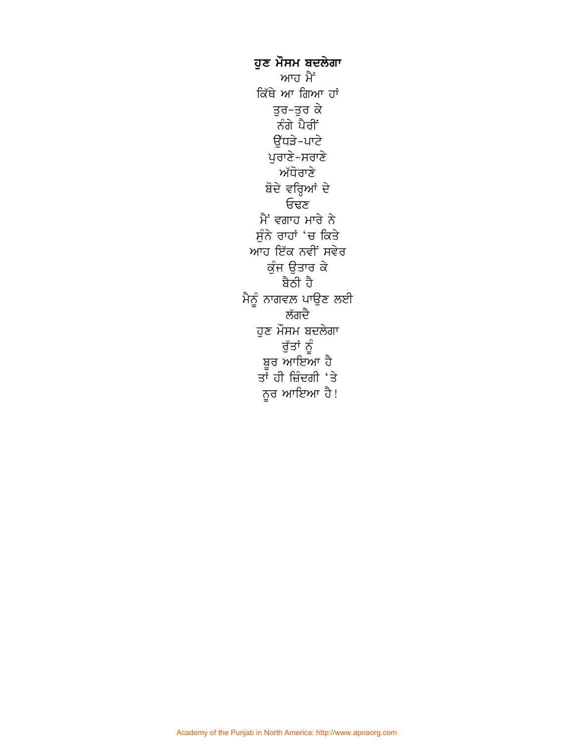**ਹੁਣ ਮੌਸਮ ਬਦਲੇਗਾ**

ਆਹ ਮੈਂ
ਕਿੱਥੇ ਆ ਗਿਆ ਹਾਂ
ਤੁਰ-ਤੁਰ ਕੇ
ਨੰਗੇ ਪੈਰੀਂ
ਉੱਧੜੇ-ਪਾਟੇ
ਪੁਰਾਣੇ-ਸਰਾਣੇ
ਅੱਧੋਰਾਣੇ
ਬੋਦੇ ਵਰ੍ਹਿਆਂ ਦੇ
ਓਢਣ
ਮੈਂ ਵਗਾਹ ਮਾਰੇ ਨੇ
ਸੁੰਨੇ ਰਾਹਾਂ 'ਚ ਕਿਤੇ
ਆਹ ਇੱਕ ਨਵੀਂ ਸਵੇਰ
ਕੁੰਜ ਉਤਾਰ ਕੇ
ਬੈਠੀ ਹੈ
ਮੈਨੂੰ ਨਾਗਵਲ਼ ਪਾਉਣ ਲਈ
ਲੱਗਦੈ
ਹੁਣ ਮੌਸਮ ਬਦਲੇਗਾ
ਰੁੱਤਾਂ ਨੂੰ
ਬੂਰ ਆਇਆ ਹੈ
ਤਾਂ ਹੀ ਜ਼ਿੰਦਗੀ 'ਤੇ
ਨੂਰ ਆਇਆ ਹੈ!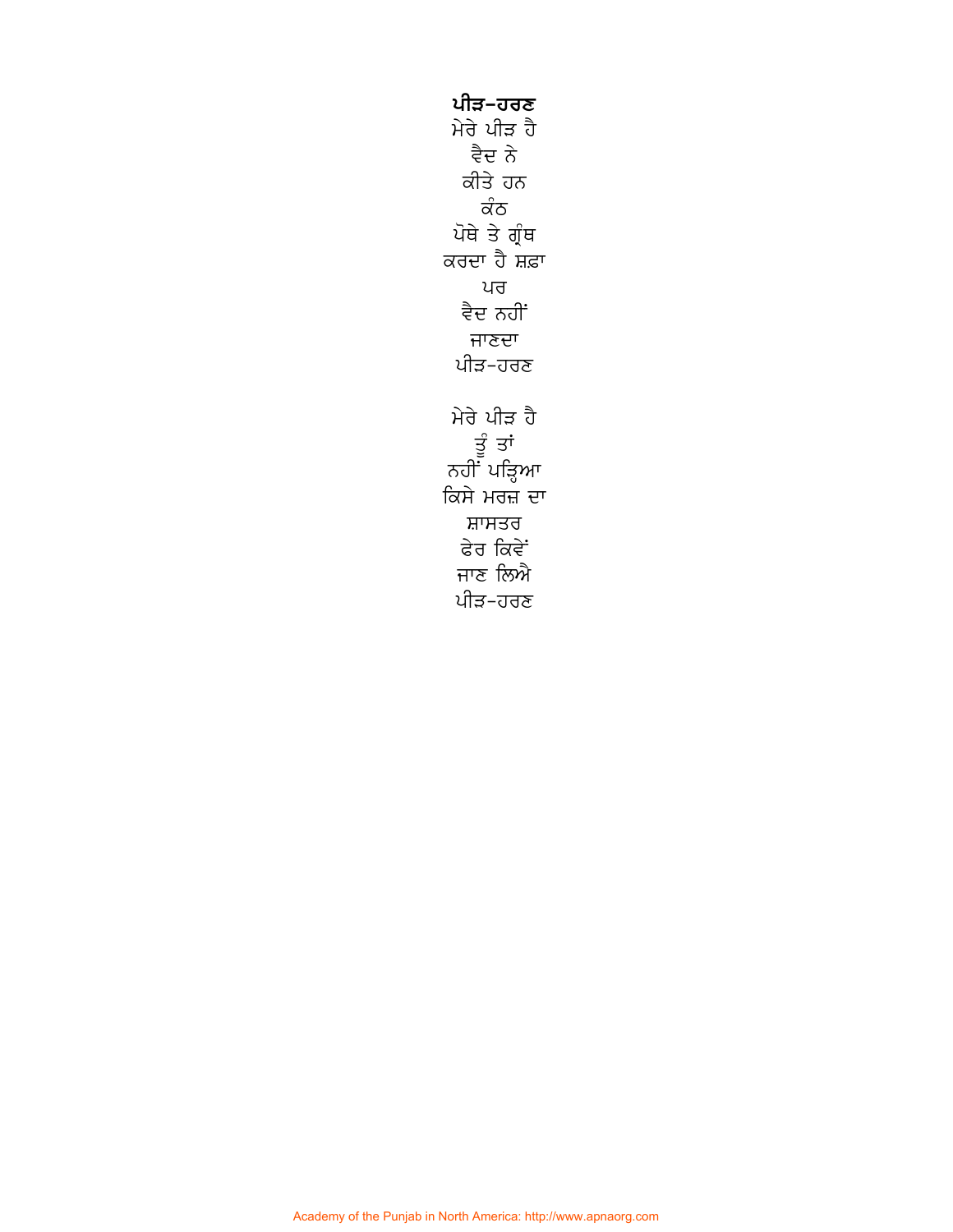**ਪੀੜ-ਹਰਣ**

ਮੇਰੇ ਪੀੜ ਹੈ
ਵੈਦ ਨੇ
ਕੀਤੇ ਹਨ
ਕੰਠ
ਪੋਥੇ ਤੇ ਗ੍ਰੰਥ
ਕਰਦਾ ਹੈ ਸ਼ਫ਼ਾ
ਪਰ
ਵੈਦ ਨਹੀਂ
ਜਾਣਦਾ
ਪੀੜ-ਹਰਣ

ਮੇਰੇ ਪੀੜ ਹੈ
ਤੂੰ ਤਾਂ
ਨਹੀਂ ਪੜ੍ਹਿਆ
ਕਿਸੇ ਮਰਜ਼ ਦਾ
ਸ਼ਾਸਤਰ
ਫੇਰ ਕਿਵੇਂ
ਜਾਣ ਲਿਐ
ਪੀੜ-ਹਰਣ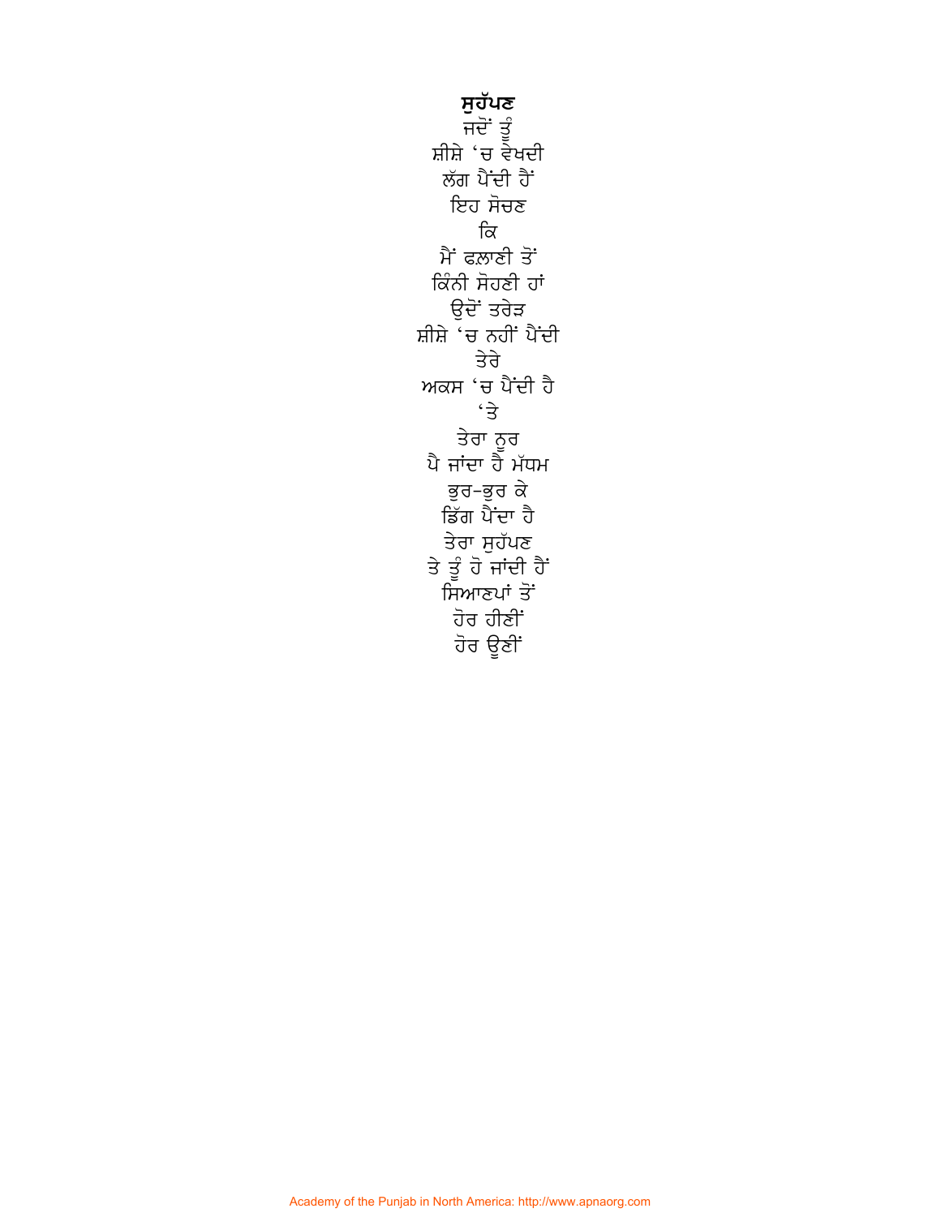## ਸੁਹੱਪਣ

ਜਦੋਂ ਤੂੰ  
ਸ਼ੀਸ਼ੇ 'ਚ ਵੇਖਦੀ  
ਲੱਗ ਪੈਂਦੀ ਹੈਂ  
ਇਹ ਸੋਚਣ  
ਕਿ  
ਮੈਂ ਫਲ਼ਾਣੀ ਤੋਂ  
ਕਿੰਨੀ ਸੋਹਣੀ ਹਾਂ  
ਉਦੋਂ ਤਰੇੜ  
ਸ਼ੀਸ਼ੇ 'ਚ ਨਹੀਂ ਪੈਂਦੀ  
ਤੇਰੇ  
ਅਕਸ 'ਚ ਪੈਂਦੀ ਹੈ  
'ਤੇ  
ਤੇਰਾ ਨੂਰ  
ਪੈ ਜਾਂਦਾ ਹੈ ਮੱਧਮ  
ਭੁਰ-ਭੁਰ ਕੇ  
ਡਿੱਗ ਪੈਂਦਾ ਹੈ  
ਤੇਰਾ ਸੁਹੱਪਣ  
ਤੇ ਤੂੰ ਹੋ ਜਾਂਦੀ ਹੈਂ  
ਸਿਆਣਪਾਂ ਤੋਂ  
ਹੋਰ ਹੀਣੀਂ  
ਹੋਰ ਊਣੀਂ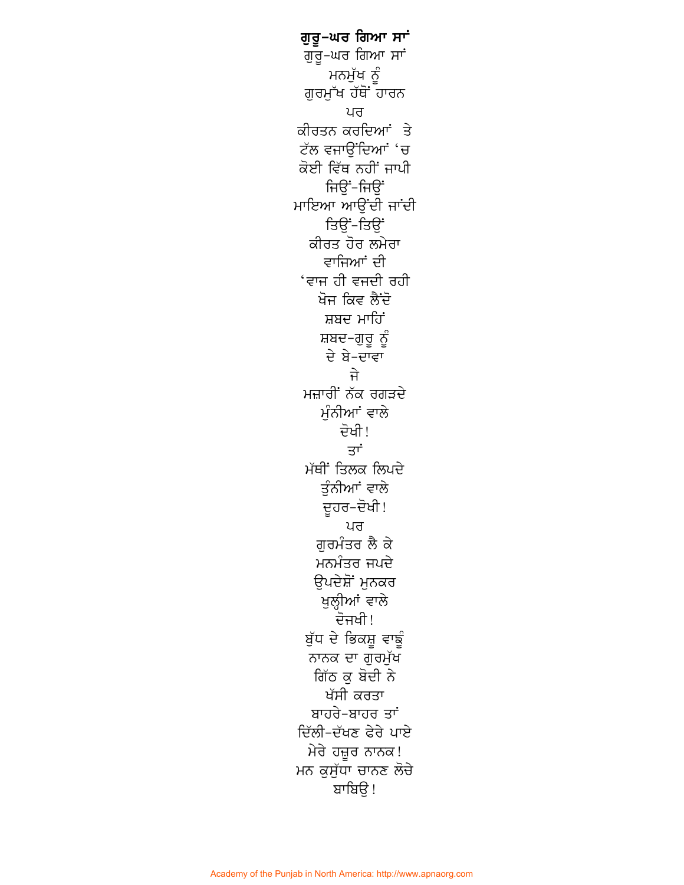**ਗੁਰੂ-ਘਰ ਗਿਆ ਸਾਂ**

ਗੁਰੂ-ਘਰ ਗਿਆ ਸਾਂ  
ਮਨਮੁੱਖ ਨੂੰ  
ਗੁਰਮੁੱਖ ਹੱਥੋਂ ਹਾਰਨ  
ਪਰ  
ਕੀਰਤਨ ਕਰਦਿਆਂ  ਤੇ  
ਟੱਲ ਵਜਾਉਂਦਿਆਂ ‘ਚ  
ਕੋਈ ਵਿੱਥ ਨਹੀਂ ਜਾਪੀ  
ਜਿਉਂ-ਜਿਉਂ  
ਮਾਇਆ ਆਉਂਦੀ ਜਾਂਦੀ  
ਤਿਉਂ-ਤਿਉਂ  
ਕੀਰਤ ਹੋਰ ਲਮੇਰਾ  
ਵਾਜਿਆਂ ਦੀ  
‘ਵਾਜ ਹੀ ਵਜਦੀ ਰਹੀ  
ਖੋਜ ਕਿਵ ਲੈਂਦੋ  
ਸ਼ਬਦ ਮਾਹਿੰ  
ਸ਼ਬਦ-ਗੁਰੂ ਨੂੰ  
ਦੇ ਬੇ-ਦਾਵਾ  
ਜੇ  
ਮਜ਼ਾਰੀਂ ਨੱਕ ਰਗੜਦੇ  
ਮੁੰਨੀਆਂ ਵਾਲੇ  
ਦੋਖੀ!  
ਤਾਂ  
ਮੱਥੀਂ ਤਿਲਕ ਲਿਪਦੇ  
ਤੁੰਨੀਆਂ ਵਾਲੇ  
ਦੂਹਰ-ਦੋਖੀ!  
ਪਰ  
ਗੁਰਮੰਤਰ ਲੈ ਕੇ  
ਮਨਮੰਤਰ ਜਪਦੇ  
ਉਪਦੇਸ਼ੋਂ ਮੁਨਕਰ  
ਖੁਲ੍ਹੀਆਂ ਵਾਲੇ  
ਦੋਜਖੀ!  
ਬੁੱਧ ਦੇ ਭਿਕਸ਼ੂ ਵਾਙੂੰ  
ਨਾਨਕ ਦਾ ਗੁਰਮੁੱਖ  
ਗਿੱਠ ਕੁ ਬੋਦੀ ਨੇ  
ਖੱਸੀ ਕਰਤਾ  
ਬਾਹਰੇ-ਬਾਹਰ ਤਾਂ  
ਦਿੱਲੀ-ਦੱਖਣ ਫੇਰੇ ਪਾਏ  
ਮੇਰੇ ਹਜ਼ੂਰ ਨਾਨਕ!  
ਮਨ ਕੁਸੁੱਧਾ ਚਾਨਣ ਲੋਚੇ  
ਬਾਬਿਉ!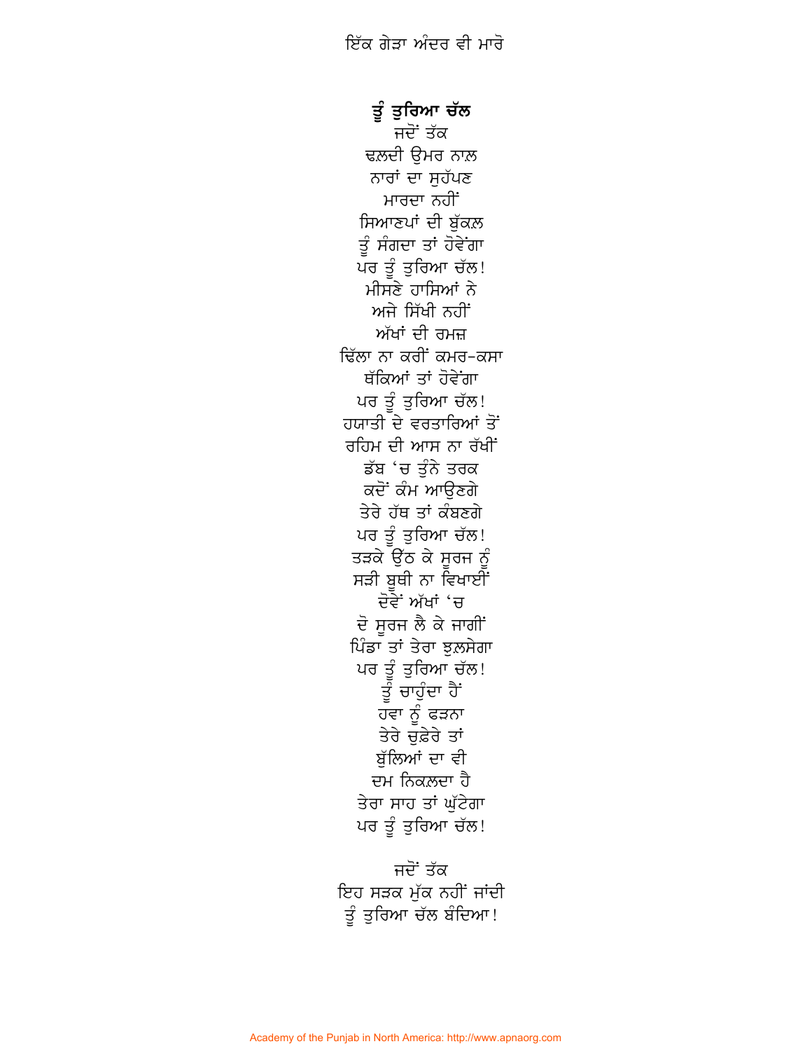ਇੱਕ ਗੇੜਾ ਅੰਦਰ ਵੀ ਮਾਰੋ

**ਤੂੰ ਤੁਰਿਆ ਚੱਲ**

ਜਦੋਂ ਤੱਕ
ਢਲ਼ਦੀ ਉਮਰ ਨਾਲ਼
ਨਾਰਾਂ ਦਾ ਸੁਹੱਪਣ
ਮਾਰਦਾ ਨਹੀਂ
ਸਿਆਣਪਾਂ ਦੀ ਬੁੱਕਲ਼
ਤੂੰ ਸੰਗਦਾ ਤਾਂ ਹੋਵੇਂਗਾ
ਪਰ ਤੂੰ ਤੁਰਿਆ ਚੱਲ!
ਮੀਸਣੇ ਹਾਸਿਆਂ ਨੇ
ਅਜੇ ਸਿੱਖੀ ਨਹੀਂ
ਅੱਖਾਂ ਦੀ ਰਮਜ਼
ਢਿੱਲਾ ਨਾ ਕਰੀਂ ਕਮਰ-ਕਸਾ
ਥੱਕਿਆਂ ਤਾਂ ਹੋਵੇਂਗਾ
ਪਰ ਤੂੰ ਤੁਰਿਆ ਚੱਲ!
ਹਯਾਤੀ ਦੇ ਵਰਤਾਰਿਆਂ ਤੋਂ
ਰਹਿਮ ਦੀ ਆਸ ਨਾ ਰੱਖੀਂ
ਡੱਬ 'ਚ ਤੁੰਨੇ ਤਰਕ
ਕਦੋਂ ਕੰਮ ਆਉਣਗੇ
ਤੇਰੇ ਹੱਥ ਤਾਂ ਕੰਬਣਗੇ
ਪਰ ਤੂੰ ਤੁਰਿਆ ਚੱਲ!
ਤੜਕੇ ਉੱਠ ਕੇ ਸੂਰਜ ਨੂੰ
ਸੜੀ ਬੂਥੀ ਨਾ ਵਿਖਾਈਂ
ਦੋਵੇਂ ਅੱਖਾਂ 'ਚ
ਦੋ ਸੂਰਜ ਲੈ ਕੇ ਜਾਗੀਂ
ਪਿੰਡਾ ਤਾਂ ਤੇਰਾ ਝੁਲ਼ਸੇਗਾ
ਪਰ ਤੂੰ ਤੁਰਿਆ ਚੱਲ!
ਤੂੰ ਚਾਹੁੰਦਾ ਹੈਂ
ਹਵਾ ਨੂੰ ਫੜਨਾ
ਤੇਰੇ ਚੁਫ਼ੇਰੇ ਤਾਂ
ਬੁੱਲਿਆਂ ਦਾ ਵੀ
ਦਮ ਨਿਕਲ਼ਦਾ ਹੈ
ਤੇਰਾ ਸਾਹ ਤਾਂ ਘੁੱਟੇਗਾ
ਪਰ ਤੂੰ ਤੁਰਿਆ ਚੱਲ!

ਜਦੋਂ ਤੱਕ
ਇਹ ਸੜਕ ਮੁੱਕ ਨਹੀਂ ਜਾਂਦੀ
ਤੂੰ ਤੁਰਿਆ ਚੱਲ ਬੰਦਿਆ!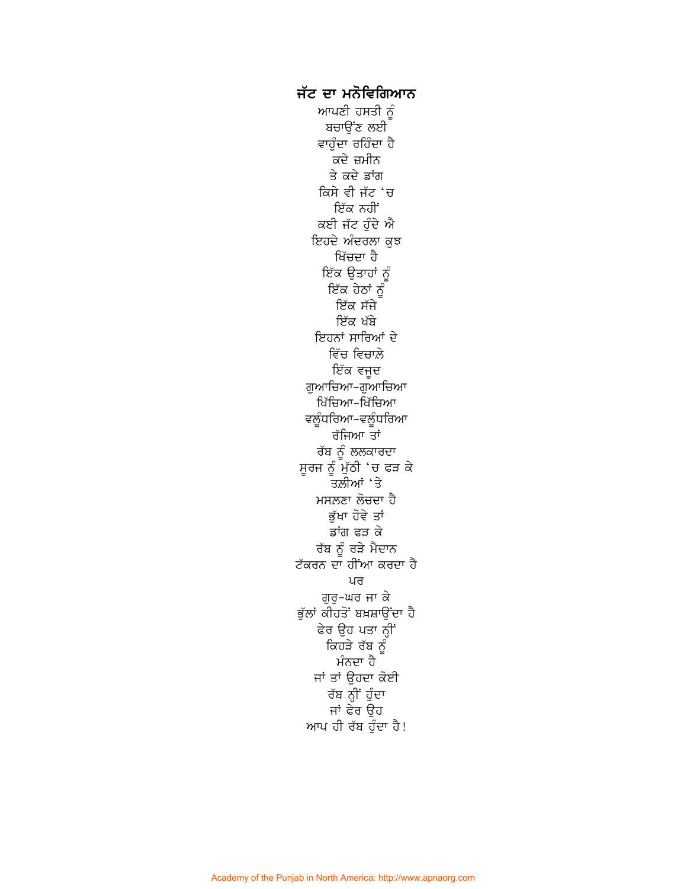## ਜੱਟ ਦਾ ਮਨੋਵਿਗਿਆਨ

ਆਪਣੀ ਹਸਤੀ ਨੂੰ
ਬਚਾਉਂਣ ਲਈ
ਵਾਹੁੰਦਾ ਰਹਿੰਦਾ ਹੈ
ਕਦੇ ਜ਼ਮੀਨ
ਤੇ ਕਦੇ ਡਾਂਗ
ਕਿਸੇ ਵੀ ਜੱਟ 'ਚ
ਇੱਕ ਨਹੀਂ
ਕਈ ਜੱਟ ਹੁੰਦੇ ਐ
ਇਹਦੇ ਅੰਦਰਲਾ ਕੁਝ
ਖਿੱਚਦਾ ਹੈ
ਇੱਕ ਉਤਾਹਾਂ ਨੂੰ
ਇੱਕ ਹੇਠਾਂ ਨੂੰ
ਇੱਕ ਸੱਜੇ
ਇੱਕ ਖੱਬੇ
ਇਹਨਾਂ ਸਾਰਿਆਂ ਦੇ
ਵਿੱਚ ਵਿਚਾਲ਼ੇ
ਇੱਕ ਵਜੂਦ
ਗੁਆਚਿਆ-ਗੁਆਚਿਆ
ਖਿੱਚਿਆ-ਖਿੱਚਿਆ
ਵਲੂੰਧਰਿਆ-ਵਲੂੰਧਰਿਆ
ਰੱਜਿਆ ਤਾਂ
ਰੱਬ ਨੂੰ ਲਲਕਾਰਦਾ
ਸੂਰਜ ਨੂੰ ਮੁੱਠੀ 'ਚ ਫੜ ਕੇ
ਤਲ਼ੀਆਂ 'ਤੇ
ਮਸਲ਼ਣਾ ਲੋਚਦਾ ਹੈ
ਭੁੱਖਾ ਹੋਵੇ ਤਾਂ
ਡਾਂਗ ਫੜ ਕੇ
ਰੱਬ ਨੂੰ ਰੜੇ ਮੈਦਾਨ
ਟੱਕਰਨ ਦਾ ਹੀਂਆ ਕਰਦਾ ਹੈ
ਪਰ
ਗੁਰੂ-ਘਰ ਜਾ ਕੇ
ਭੁੱਲਾਂ ਕੀਹਤੋਂ ਬਖ਼ਸ਼ਾਉਂਦਾ ਹੈ
ਫੇਰ ਉਹ ਪਤਾ ਨ੍ਹੀਂ
ਕਿਹੜੇ ਰੱਬ ਨੂੰ
ਮੰਨਦਾ ਹੈ
ਜਾਂ ਤਾਂ ਉਹਦਾ ਕੋਈ
ਰੱਬ ਨ੍ਹੀਂ ਹੁੰਦਾ
ਜਾਂ ਫੇਰ ਉਹ
ਆਪ ਹੀ ਰੱਬ ਹੁੰਦਾ ਹੈ!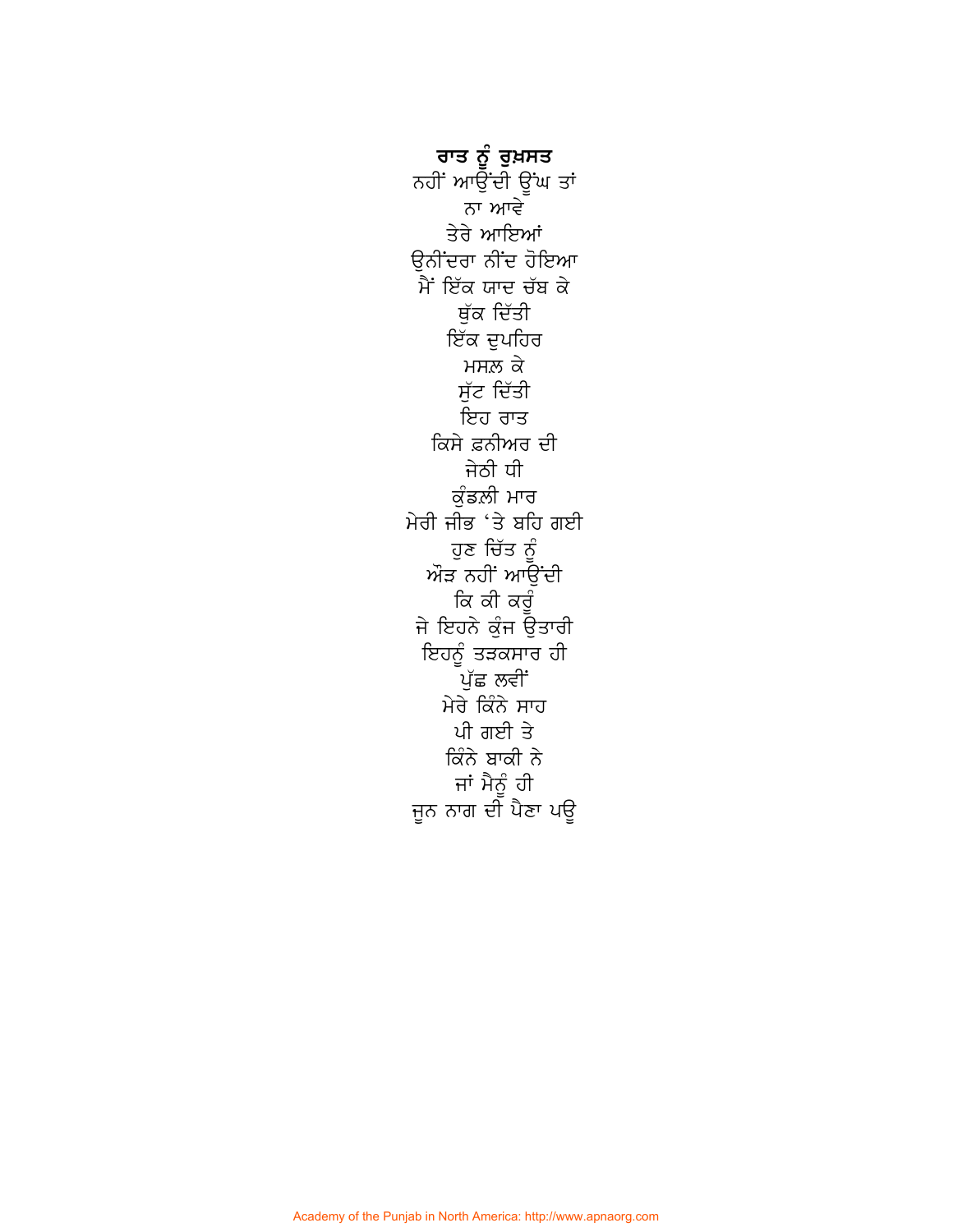**ਰਾਤ ਨੂੰ ਰੁਖ਼ਸਤ**

ਨਹੀਂ ਆਉਂਦੀ ਊਂਘ ਤਾਂ
ਨਾ ਆਵੇ
ਤੇਰੇ ਆਇਆਂ
ਉਨੀਂਦਰਾ ਨੀਂਦ ਹੋਇਆ
ਮੈਂ ਇੱਕ ਯਾਦ ਚੱਬ ਕੇ
ਥੁੱਕ ਦਿੱਤੀ
ਇੱਕ ਦੁਪਹਿਰ
ਮਸਲ਼ ਕੇ
ਸੁੱਟ ਦਿੱਤੀ
ਇਹ ਰਾਤ
ਕਿਸੇ ਫ਼ਨੀਅਰ ਦੀ
ਜੇਠੀ ਧੀ
ਕੁੰਡਲ਼ੀ ਮਾਰ
ਮੇਰੀ ਜੀਭ 'ਤੇ ਬਹਿ ਗਈ
ਹੁਣ ਚਿੱਤ ਨੂੰ
ਔੜ ਨਹੀਂ ਆਉਂਦੀ
ਕਿ ਕੀ ਕਰੂੰ
ਜੇ ਇਹਨੇ ਕੁੰਜ ਉਤਾਰੀ
ਇਹਨੂੰ ਤੜਕਸਾਰ ਹੀ
ਪੁੱਛ ਲਵੀਂ
ਮੇਰੇ ਕਿੰਨੇ ਸਾਹ
ਪੀ ਗਈ ਤੇ
ਕਿੰਨੇ ਬਾਕੀ ਨੇ
ਜਾਂ ਮੈਨੂੰ ਹੀ
ਜੂਨ ਨਾਗ ਦੀ ਪੈਣਾ ਪਊ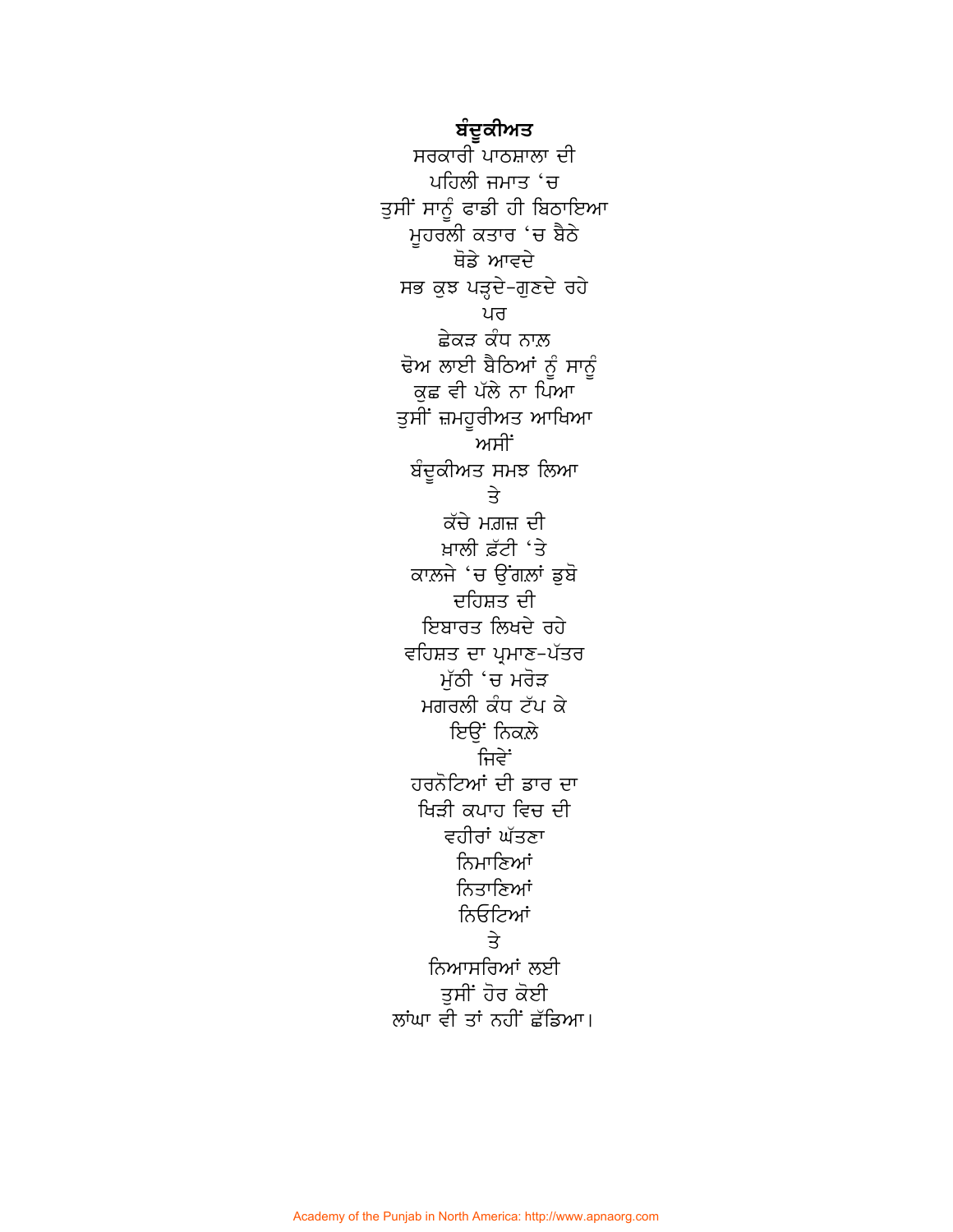**ਬੰਦੂਕੀਅਤ**

ਸਰਕਾਰੀ ਪਾਠਸ਼ਾਲਾ ਦੀ
ਪਹਿਲੀ ਜਮਾਤ ‘ਚ
ਤੁਸੀਂ ਸਾਨੂੰ ਫਾਡੀ ਹੀ ਬਿਠਾਇਆ
ਮੂਹਰਲੀ ਕਤਾਰ ‘ਚ ਬੈਠੇ
ਥੋੜੇ ਆਵਦੇ
ਸਭ ਕੁਝ ਪੜ੍ਹਦੇ-ਗੁਣਦੇ ਰਹੇ
ਪਰ
ਛੇਕੜ ਕੰਧ ਨਾਲ਼
ਢੋਅ ਲਾਈ ਬੈਠਿਆਂ ਨੂੰ ਸਾਨੂੰ
ਕੁਛ ਵੀ ਪੱਲੇ ਨਾ ਪਿਆ
ਤੁਸੀਂ ਜ਼ਮਹੂਰੀਅਤ ਆਖਿਆ
ਅਸੀਂ
ਬੰਦੂਕੀਅਤ ਸਮਝ ਲਿਆ
ਤੇ
ਕੱਚੇ ਮਗ਼ਜ਼ ਦੀ
ਖ਼ਾਲੀ ਫ਼ੱਟੀ ‘ਤੇ
ਕਾਲ਼ਜੇ ‘ਚ ਉਂਗਲ਼ਾਂ ਡੁਬੋ
ਦਹਿਸ਼ਤ ਦੀ
ਇਬਾਰਤ ਲਿਖਦੇ ਰਹੇ
ਵਹਿਸ਼ਤ ਦਾ ਪ੍ਰਮਾਣ-ਪੱਤਰ
ਮੁੱਠੀ ‘ਚ ਮਰੋੜ
ਮਗਰਲੀ ਕੰਧ ਟੱਪ ਕੇ
ਇਉਂ ਨਿਕਲ਼ੇ
ਜਿਵੇਂ
ਹਰਨੋਟਿਆਂ ਦੀ ਡਾਰ ਦਾ
ਖਿੜੀ ਕਪਾਹ ਵਿਚ ਦੀ
ਵਹੀਰਾਂ ਘੱਤਣਾ
ਨਿਮਾਣਿਆਂ
ਨਿਤਾਣਿਆਂ
ਨਿਓਟਿਆਂ
ਤੇ
ਨਿਆਸਰਿਆਂ ਲਈ
ਤੁਸੀਂ ਹੋਰ ਕੋਈ
ਲਾਂਘਾ ਵੀ ਤਾਂ ਨਹੀਂ ਛੱਡਿਆ।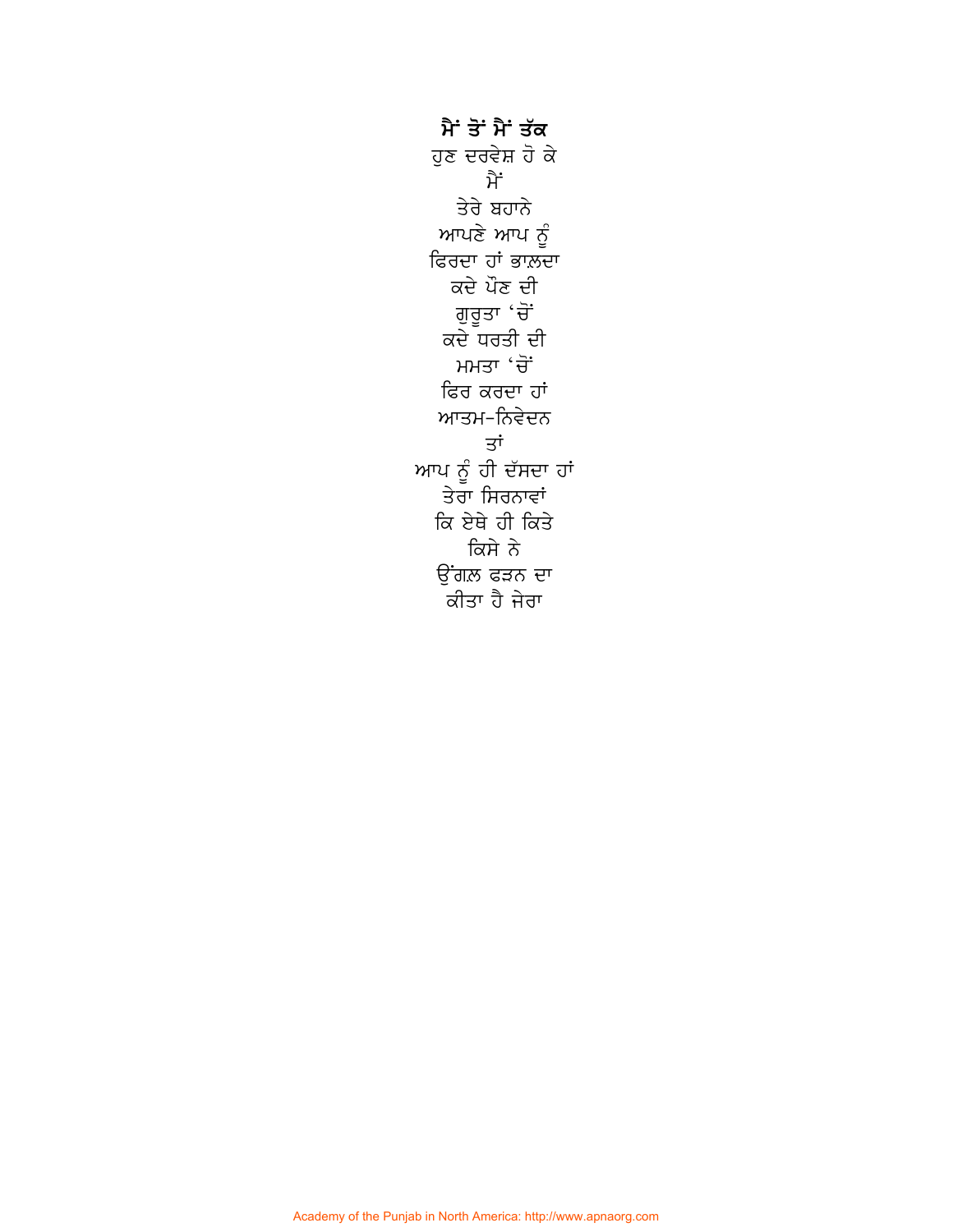**ਮੈਂ ਤੋਂ ਮੈਂ ਤੱਕ**

ਹੁਣ ਦਰਵੇਸ਼ ਹੋ ਕੇ
ਮੈਂ
ਤੇਰੇ ਬਹਾਨੇ
ਆਪਣੇ ਆਪ ਨੂੰ
ਫਿਰਦਾ ਹਾਂ ਭਾਲ਼ਦਾ
ਕਦੇ ਪੌਣ ਦੀ
ਗੁਰੂਤਾ 'ਚੋਂ
ਕਦੇ ਧਰਤੀ ਦੀ
ਮਮਤਾ 'ਚੋਂ
ਫਿਰ ਕਰਦਾ ਹਾਂ
ਆਤਮ-ਨਿਵੇਦਨ
ਤਾਂ
ਆਪ ਨੂੰ ਹੀ ਦੱਸਦਾ ਹਾਂ
ਤੇਰਾ ਸਿਰਨਾਵਾਂ
ਕਿ ਏਥੇ ਹੀ ਕਿਤੇ
ਕਿਸੇ ਨੇ
ਉਂਗਲ਼ ਫੜਨ ਦਾ
ਕੀਤਾ ਹੈ ਜੇਰਾ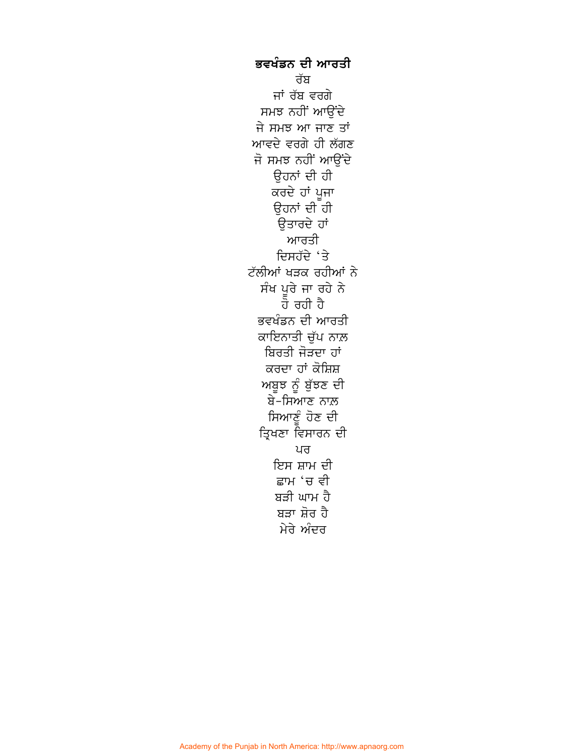**ਭਵਖੰਡਨ ਦੀ ਆਰਤੀ**

ਰੱਬ
ਜਾਂ ਰੱਬ ਵਰਗੇ
ਸਮਝ ਨਹੀਂ ਆਉਂਦੇ
ਜੇ ਸਮਝ ਆ ਜਾਣ ਤਾਂ
ਆਵਦੇ ਵਰਗੇ ਹੀ ਲੱਗਣ
ਜੋ ਸਮਝ ਨਹੀਂ ਆਉਂਦੇ
ਉਹਨਾਂ ਦੀ ਹੀ
ਕਰਦੇ ਹਾਂ ਪੂਜਾ
ਉਹਨਾਂ ਦੀ ਹੀ
ਉਤਾਰਦੇ ਹਾਂ
ਆਰਤੀ
ਦਿਸਹੱਦੇ 'ਤੇ
ਟੱਲੀਆਂ ਖੜਕ ਰਹੀਆਂ ਨੇ
ਸੰਖ ਪੂਰੇ ਜਾ ਰਹੇ ਨੇ
ਹੋ ਰਹੀ ਹੈ
ਭਵਖੰਡਨ ਦੀ ਆਰਤੀ
ਕਾਇਨਾਤੀ ਚੁੱਪ ਨਾਲ਼
ਬਿਰਤੀ ਜੋੜਦਾ ਹਾਂ
ਕਰਦਾ ਹਾਂ ਕੋਸ਼ਿਸ਼
ਅਬੂਝ ਨੂੰ ਬੁੱਝਣ ਦੀ
ਬੇ-ਸਿਆਣ ਨਾਲ਼
ਸਿਆਣੂੰ ਹੋਣ ਦੀ
ਤ੍ਰਿਖਣਾ ਵਿਸਾਰਨ ਦੀ
ਪਰ
ਇਸ ਸ਼ਾਮ ਦੀ
ਛਾਮ 'ਚ ਵੀ
ਬੜੀ ਘਾਮ ਹੈ
ਬੜਾ ਸ਼ੋਰ ਹੈ
ਮੇਰੇ ਅੰਦਰ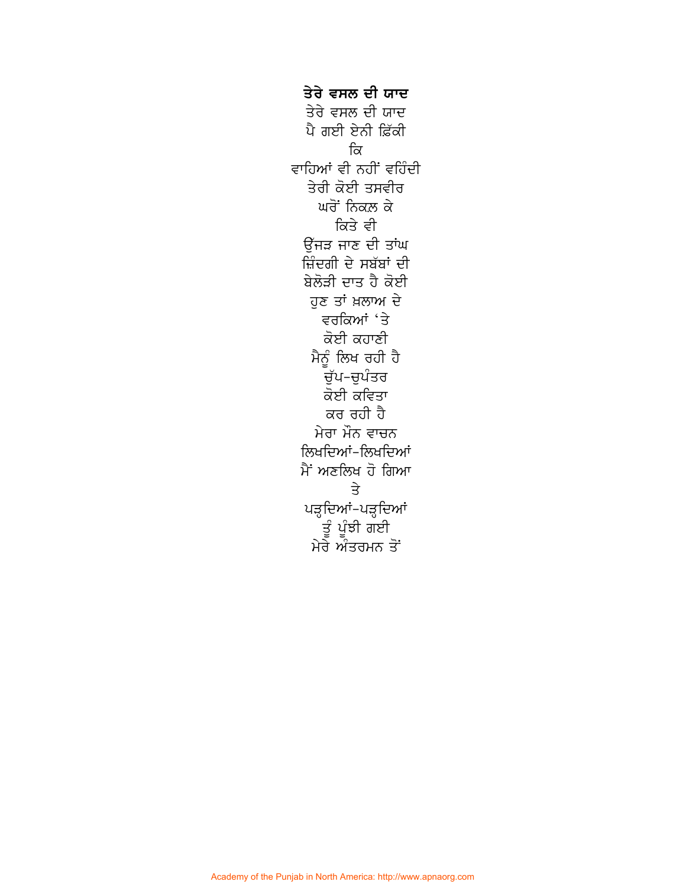**ਤੇਰੇ ਵਸਲ ਦੀ ਯਾਦ**

ਤੇਰੇ ਵਸਲ ਦੀ ਯਾਦ
ਪੈ ਗਈ ਏਨੀ ਫ਼ਿੱਕੀ
ਕਿ
ਵਾਹਿਆਂ ਵੀ ਨਹੀਂ ਵਹਿੰਦੀ
ਤੇਰੀ ਕੋਈ ਤਸਵੀਰ
ਘਰੋਂ ਨਿਕਲ਼ ਕੇ
ਕਿਤੇ ਵੀ
ਉੱਜੜ ਜਾਣ ਦੀ ਤਾਂਘ
ਜ਼ਿੰਦਗੀ ਦੇ ਸਬੱਬਾਂ ਦੀ
ਬੇਲੋੜੀ ਦਾਤ ਹੈ ਕੋਈ
ਹੁਣ ਤਾਂ ਖ਼ਲਾਅ ਦੇ
ਵਰਕਿਆਂ 'ਤੇ
ਕੋਈ ਕਹਾਣੀ
ਮੈਨੂੰ ਲਿਖ ਰਹੀ ਹੈ
ਚੁੱਪ-ਚੁਪੰਤਰ
ਕੋਈ ਕਵਿਤਾ
ਕਰ ਰਹੀ ਹੈ
ਮੇਰਾ ਮੌਨ ਵਾਚਨ
ਲਿਖਦਿਆਂ-ਲਿਖਦਿਆਂ
ਮੈਂ ਅਣਲਿਖ ਹੋ ਗਿਆ
ਤੇ
ਪੜ੍ਹਦਿਆਂ-ਪੜ੍ਹਦਿਆਂ
ਤੂੰ ਪੂੰਝੀ ਗਈ
ਮੇਰੇ ਅੰਤਰਮਨ ਤੋਂ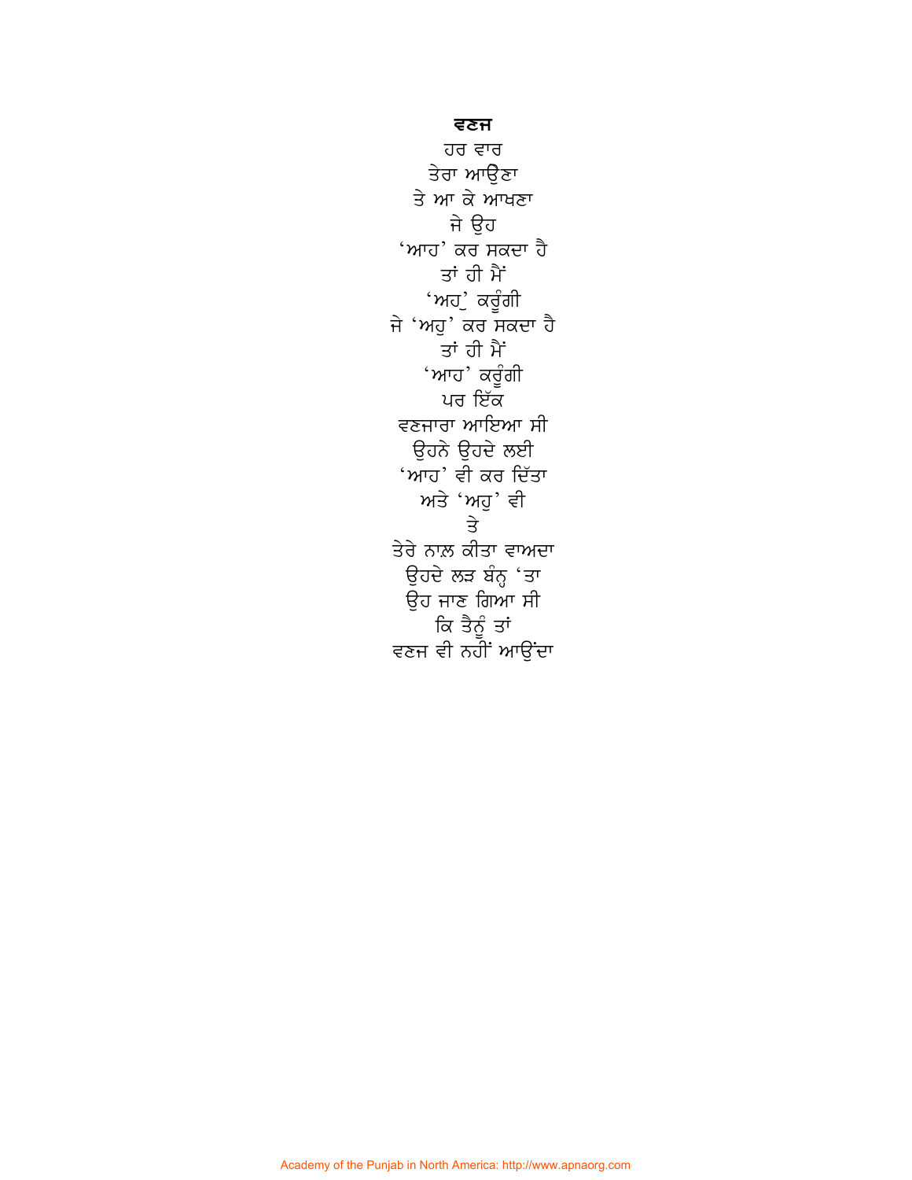**ਵਣਜ**

ਹਰ ਵਾਰ
ਤੇਰਾ ਆਉਣਾ
ਤੇ ਆ ਕੇ ਆਖਣਾ
ਜੇ ਉਹ
'ਆਹ' ਕਰ ਸਕਦਾ ਹੈ
ਤਾਂ ਹੀ ਮੈਂ
'ਅਹੁ' ਕਰੂੰਗੀ
ਜੇ 'ਅਹੁ' ਕਰ ਸਕਦਾ ਹੈ
ਤਾਂ ਹੀ ਮੈਂ
'ਆਹ' ਕਰੂੰਗੀ
ਪਰ ਇੱਕ
ਵਣਜਾਰਾ ਆਇਆ ਸੀ
ਉਹਨੇ ਉਹਦੇ ਲਈ
'ਆਹ' ਵੀ ਕਰ ਦਿੱਤਾ
ਅਤੇ 'ਅਹੁ' ਵੀ
ਤੇ
ਤੇਰੇ ਨਾਲ਼ ਕੀਤਾ ਵਾਅਦਾ
ਉਹਦੇ ਲੜ ਬੰਨ੍ਹ 'ਤਾ
ਉਹ ਜਾਣ ਗਿਆ ਸੀ
ਕਿ ਤੈਨੂੰ ਤਾਂ
ਵਣਜ ਵੀ ਨਹੀਂ ਆਉਂਦਾ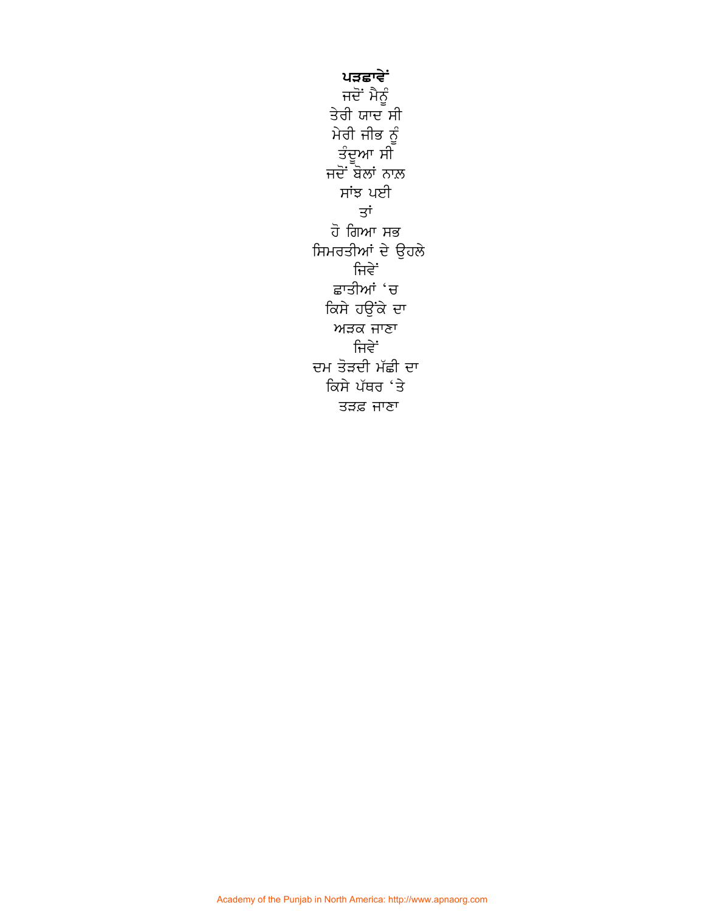**ਪੜਛਾਵੇਂ**

ਜਦੋਂ ਮੈਨੂੰ
ਤੇਰੀ ਯਾਦ ਸੀ
ਮੇਰੀ ਜੀਭ ਨੂੰ
ਤੰਦੂਆ ਸੀ
ਜਦੋਂ ਬੋਲਾਂ ਨਾਲ਼
ਸਾਂਝ ਪਈ
ਤਾਂ
ਹੋ ਗਿਆ ਸਭ
ਸਿਮਰਤੀਆਂ ਦੇ ਉਹਲੇ
ਜਿਵੇਂ
ਛਾਤੀਆਂ 'ਚ
ਕਿਸੇ ਹਉਂਕੇ ਦਾ
ਅੜਕ ਜਾਣਾ
ਜਿਵੇਂ
ਦਮ ਤੋੜਦੀ ਮੱਛੀ ਦਾ
ਕਿਸੇ ਪੱਥਰ 'ਤੇ
ਤੜਫ਼ ਜਾਣਾ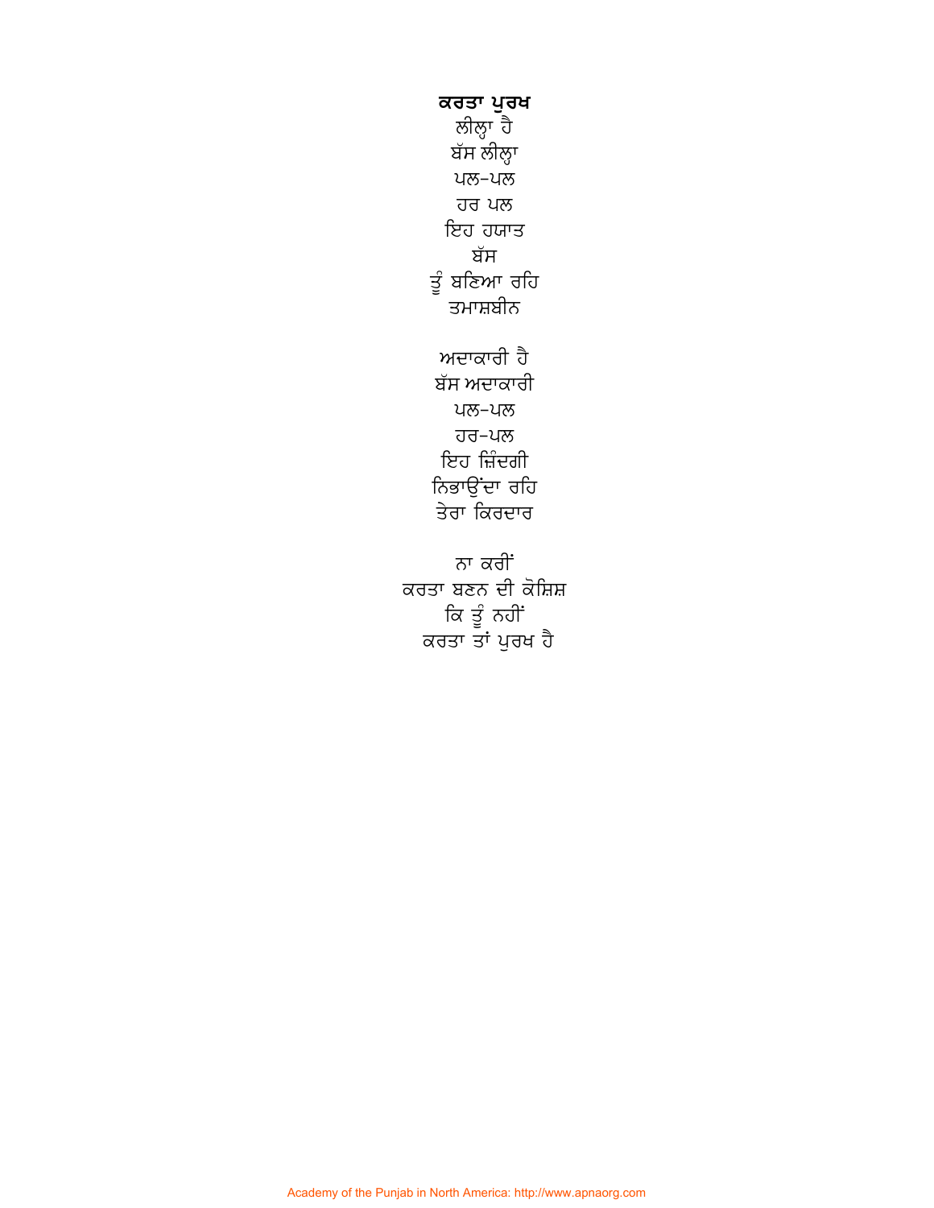## ਕਰਤਾ ਪੁਰਖ

ਲੀਲ੍ਹਾ ਹੈ  
ਬੱਸ ਲੀਲ੍ਹਾ  
ਪਲ-ਪਲ  
ਹਰ ਪਲ  
ਇਹ ਹਯਾਤ  
ਬੱਸ  
ਤੂੰ ਬਣਿਆ ਰਹਿ  
ਤਮਾਸ਼ਬੀਨ

ਅਦਾਕਾਰੀ ਹੈ  
ਬੱਸ ਅਦਾਕਾਰੀ  
ਪਲ-ਪਲ  
ਹਰ-ਪਲ  
ਇਹ ਜ਼ਿੰਦਗੀ  
ਨਿਭਾਉਂਦਾ ਰਹਿ  
ਤੇਰਾ ਕਿਰਦਾਰ

ਨਾ ਕਰੀਂ  
ਕਰਤਾ ਬਣਨ ਦੀ ਕੋਸ਼ਿਸ਼  
ਕਿ ਤੂੰ ਨਹੀਂ  
ਕਰਤਾ ਤਾਂ ਪੁਰਖ ਹੈ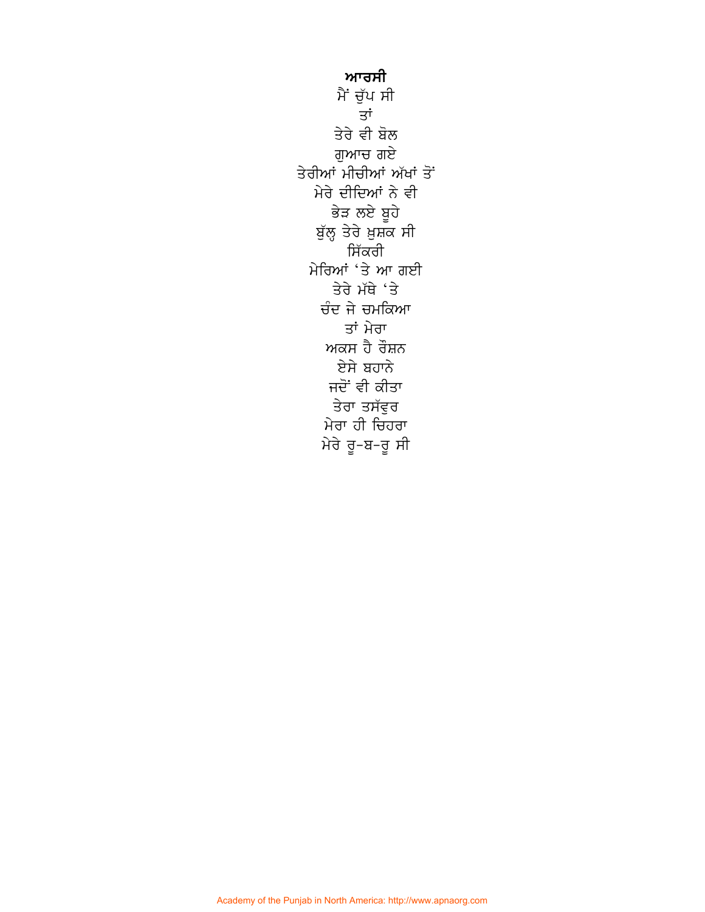**ਆਰਸੀ**

ਮੈਂ ਚੁੱਪ ਸੀ
ਤਾਂ
ਤੇਰੇ ਵੀ ਬੋਲ
ਗੁਆਚ ਗਏ
ਤੇਰੀਆਂ ਮੀਚੀਆਂ ਅੱਖਾਂ ਤੋਂ
ਮੇਰੇ ਦੀਦਿਆਂ ਨੇ ਵੀ
ਭੇੜ ਲਏ ਬੂਹੇ
ਬੁੱਲ੍ਹ ਤੇਰੇ ਖ਼ੁਸ਼ਕ ਸੀ
ਸਿੱਕਰੀ
ਮੇਰਿਆਂ 'ਤੇ ਆ ਗਈ
ਤੇਰੇ ਮੱਥੇ 'ਤੇ
ਚੰਦ ਜੇ ਚਮਕਿਆ
ਤਾਂ ਮੇਰਾ
ਅਕਸ ਹੈ ਰੌਸ਼ਨ
ਏਸੇ ਬਹਾਨੇ
ਜਦੋਂ ਵੀ ਕੀਤਾ
ਤੇਰਾ ਤਸੱਵੁਰ
ਮੇਰਾ ਹੀ ਚਿਹਰਾ
ਮੇਰੇ ਰੂ-ਬ-ਰੂ ਸੀ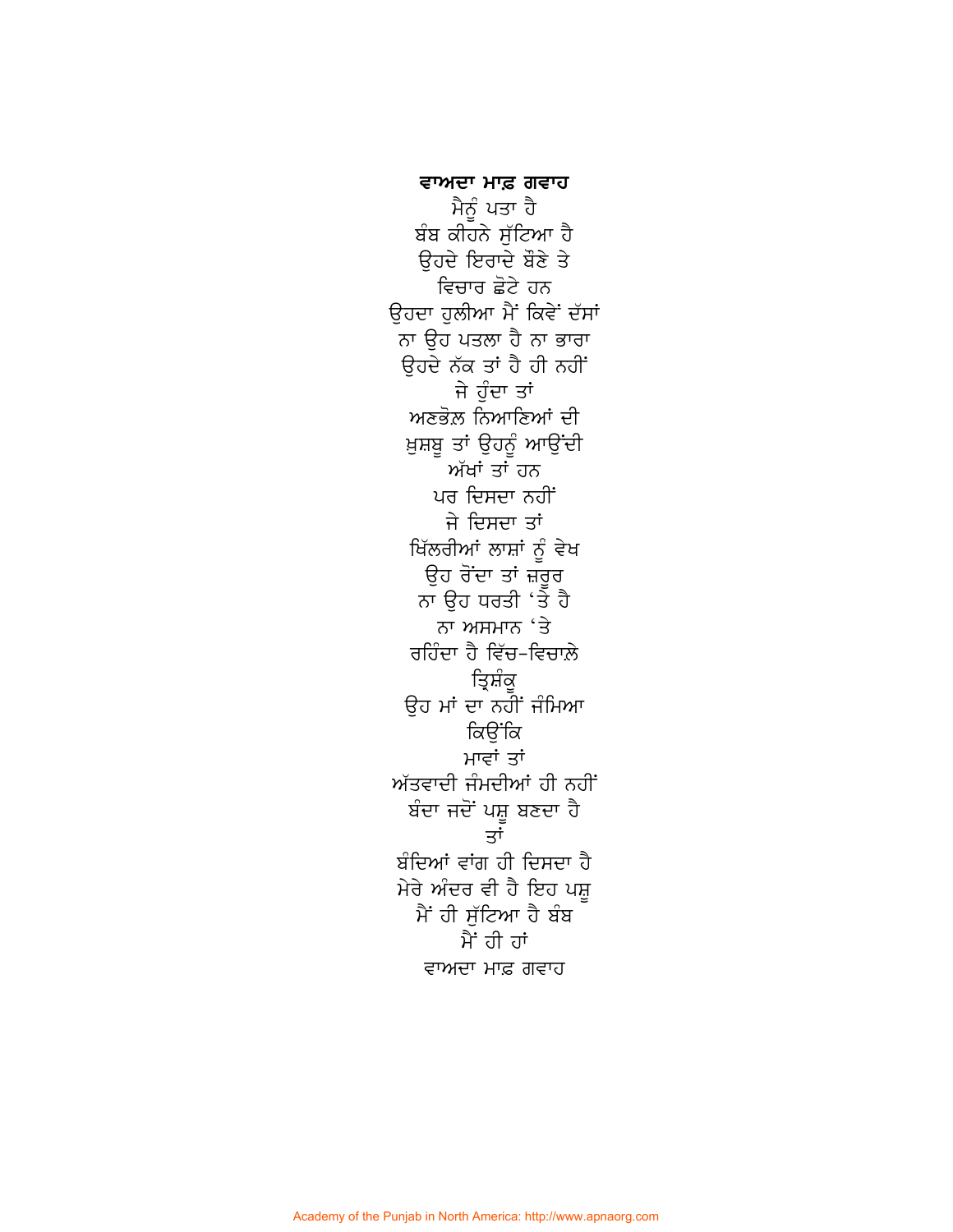**ਵਾਅਦਾ ਮਾਫ਼ ਗਵਾਹ**

ਮੈਨੂੰ ਪਤਾ ਹੈ
ਬੰਬ ਕੀਹਨੇ ਸੁੱਟਿਆ ਹੈ
ਉਹਦੇ ਇਰਾਦੇ ਬੌਣੇ ਤੇ
ਵਿਚਾਰ ਛੋਟੇ ਹਨ
ਉਹਦਾ ਹੁਲੀਆ ਮੈਂ ਕਿਵੇਂ ਦੱਸਾਂ
ਨਾ ਉਹ ਪਤਲਾ ਹੈ ਨਾ ਭਾਰਾ
ਉਹਦੇ ਨੱਕ ਤਾਂ ਹੈ ਹੀ ਨਹੀਂ
ਜੇ ਹੁੰਦਾ ਤਾਂ
ਅਣਭੋਲ ਨਿਆਣਿਆਂ ਦੀ
ਖ਼ੁਸ਼ਬੂ ਤਾਂ ਉਹਨੂੰ ਆਉਂਦੀ
ਅੱਖਾਂ ਤਾਂ ਹਨ
ਪਰ ਦਿਸਦਾ ਨਹੀਂ
ਜੇ ਦਿਸਦਾ ਤਾਂ
ਖਿੱਲਰੀਆਂ ਲਾਸ਼ਾਂ ਨੂੰ ਵੇਖ
ਉਹ ਰੋਂਦਾ ਤਾਂ ਜ਼ਰੂਰ
ਨਾ ਉਹ ਧਰਤੀ 'ਤੇ ਹੈ
ਨਾ ਅਸਮਾਨ 'ਤੇ
ਰਹਿੰਦਾ ਹੈ ਵਿੱਚ-ਵਿਚਾਲ਼ੇ
ਤ੍ਰਿਸ਼ੰਕੂ
ਉਹ ਮਾਂ ਦਾ ਨਹੀਂ ਜੰਮਿਆ
ਕਿਉਂਕਿ
ਮਾਵਾਂ ਤਾਂ
ਅੱਤਵਾਦੀ ਜੰਮਦੀਆਂ ਹੀ ਨਹੀਂ
ਬੰਦਾ ਜਦੋਂ ਪਸ਼ੂ ਬਣਦਾ ਹੈ
ਤਾਂ
ਬੰਦਿਆਂ ਵਾਂਗ ਹੀ ਦਿਸਦਾ ਹੈ
ਮੇਰੇ ਅੰਦਰ ਵੀ ਹੈ ਇਹ ਪਸ਼ੂ
ਮੈਂ ਹੀ ਸੁੱਟਿਆ ਹੈ ਬੰਬ
ਮੈਂ ਹੀ ਹਾਂ
ਵਾਅਦਾ ਮਾਫ਼ ਗਵਾਹ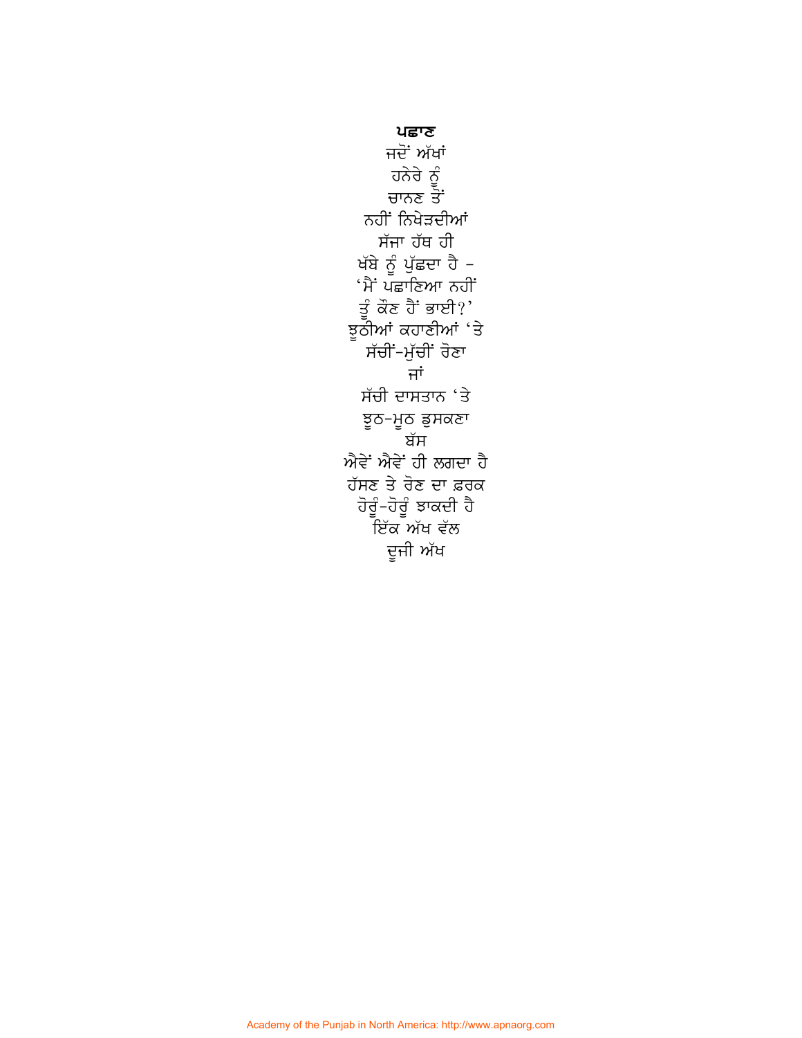**ਪਛਾਣ**

ਜਦੋਂ ਅੱਖਾਂ
ਹਨੇਰੇ ਨੂੰ
ਚਾਨਣ ਤੋਂ
ਨਹੀਂ ਨਿਖੇੜਦੀਆਂ
ਸੱਜਾ ਹੱਥ ਹੀ
ਖੱਬੇ ਨੂੰ ਪੁੱਛਦਾ ਹੈ -
'ਮੈਂ ਪਛਾਣਿਆ ਨਹੀਂ
ਤੂੰ ਕੌਣ ਹੈਂ ਭਾਈ?'
ਝੂਠੀਆਂ ਕਹਾਣੀਆਂ 'ਤੇ
ਸੱਚੀਂ-ਮੁੱਚੀਂ ਰੋਣਾ
ਜਾਂ
ਸੱਚੀ ਦਾਸਤਾਨ 'ਤੇ
ਝੂਠ-ਮੂਠ ਡੁਸਕਣਾ
ਬੱਸ
ਐਵੇਂ ਐਵੇਂ ਹੀ ਲਗਦਾ ਹੈ
ਹੱਸਣ ਤੇ ਰੋਣ ਦਾ ਫ਼ਰਕ
ਹੋਰੂੰ-ਹੋਰੂੰ ਝਾਕਦੀ ਹੈ
ਇੱਕ ਅੱਖ ਵੱਲ
ਦੂਜੀ ਅੱਖ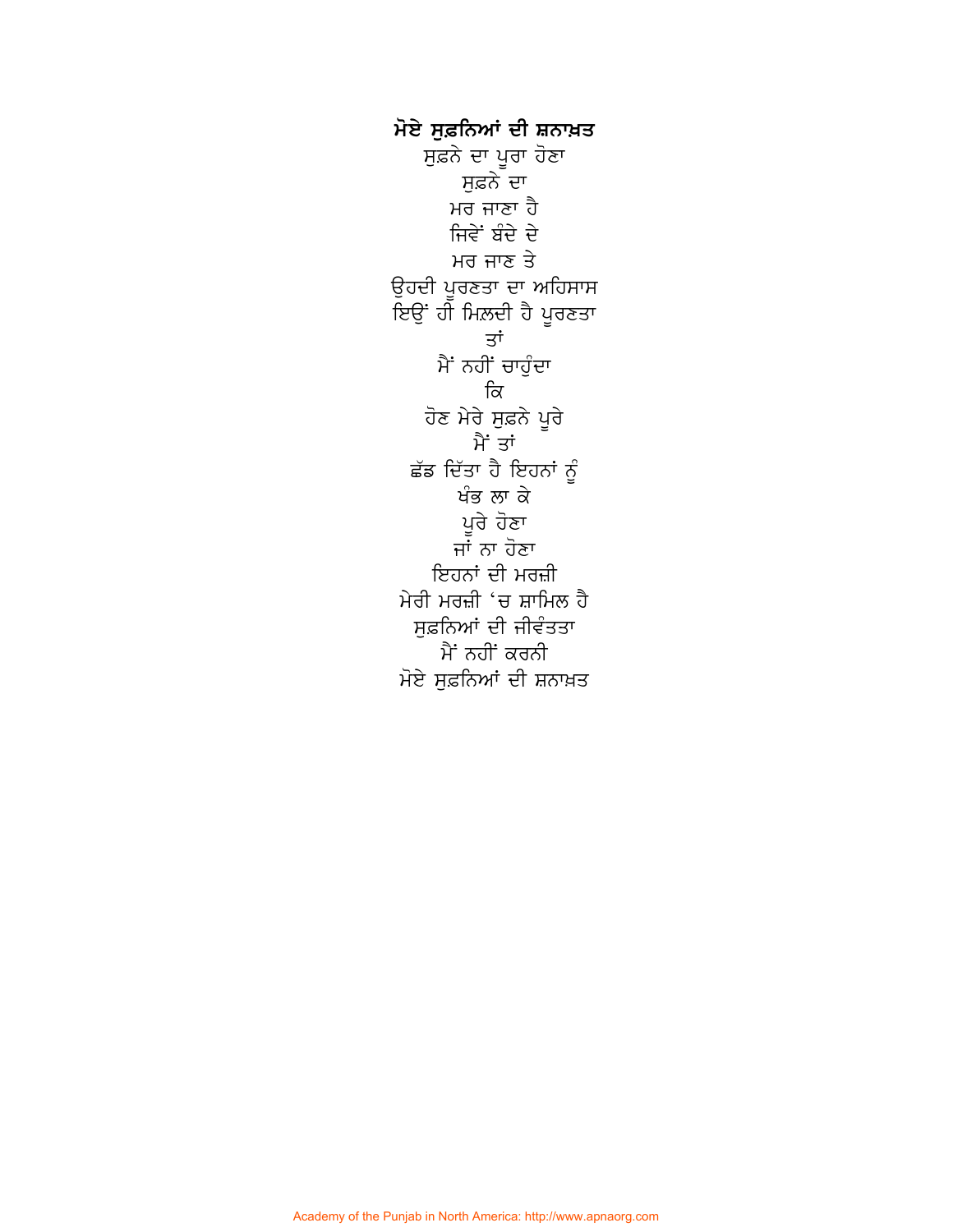**ਮੋਏ ਸੁਫ਼ਨਿਆਂ ਦੀ ਸ਼ਨਾਖ਼ਤ**

ਸੁਫ਼ਨੇ ਦਾ ਪੂਰਾ ਹੋਣਾ  
ਸੁਫ਼ਨੇ ਦਾ  
ਮਰ ਜਾਣਾ ਹੈ  
ਜਿਵੇਂ ਬੰਦੇ ਦੇ  
ਮਰ ਜਾਣ ਤੇ  
ਉਹਦੀ ਪੂਰਣਤਾ ਦਾ ਅਹਿਸਾਸ  
ਇਓਂ ਹੀ ਮਿਲ਼ਦੀ ਹੈ ਪੂਰਣਤਾ  
ਤਾਂ  
ਮੈਂ ਨਹੀਂ ਚਾਹੁੰਦਾ  
ਕਿ  
ਹੋਣ ਮੇਰੇ ਸੁਫ਼ਨੇ ਪੂਰੇ  
ਮੈਂ ਤਾਂ  
ਛੱਡ ਦਿੱਤਾ ਹੈ ਇਹਨਾਂ ਨੂੰ  
ਖੰਭ ਲਾ ਕੇ  
ਪੂਰੇ ਹੋਣਾ  
ਜਾਂ ਨਾ ਹੋਣਾ  
ਇਹਨਾਂ ਦੀ ਮਰਜ਼ੀ  
ਮੇਰੀ ਮਰਜ਼ੀ 'ਚ ਸ਼ਾਮਿਲ ਹੈ  
ਸੁਫ਼ਨਿਆਂ ਦੀ ਜੀਵੰਤਤਾ  
ਮੈਂ ਨਹੀਂ ਕਰਨੀ  
ਮੋਏ ਸੁਫ਼ਨਿਆਂ ਦੀ ਸ਼ਨਾਖ਼ਤ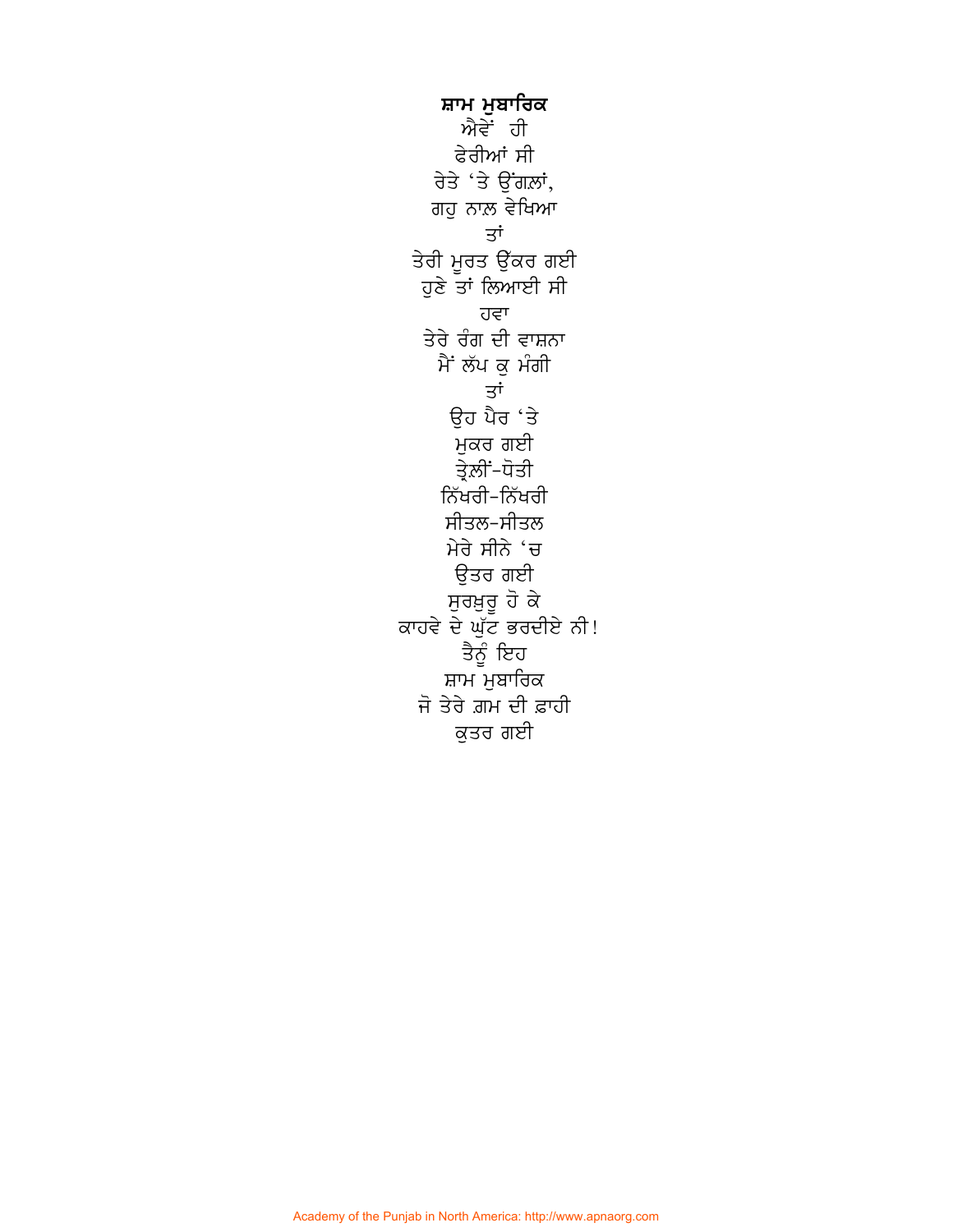## ਸ਼ਾਮ ਮੁਬਾਰਿਕ

ਐਵੇਂ ਹੀ  
ਫੇਰੀਆਂ ਸੀ  
ਰੇਤੇ ‘ਤੇ ਉਂਗਲ਼ਾਂ,  
ਗਹੁ ਨਾਲ਼ ਵੇਖਿਆ  
ਤਾਂ  
ਤੇਰੀ ਮੂਰਤ ਉੱਕਰ ਗਈ  
ਹੁਣੇ ਤਾਂ ਲਿਆਈ ਸੀ  
ਹਵਾ  
ਤੇਰੇ ਰੰਗ ਦੀ ਵਾਸ਼ਨਾ  
ਮੈਂ ਲੱਪ ਕੁ ਮੰਗੀ  
ਤਾਂ  
ਉਹ ਪੈਰ ‘ਤੇ  
ਮੁਕਰ ਗਈ  
ਤ੍ਰੇਲ਼ੀਂ-ਧੋਤੀ  
ਨਿੱਖਰੀ-ਨਿੱਖਰੀ  
ਸੀਤਲ-ਸੀਤਲ  
ਮੇਰੇ ਸੀਨੇ ‘ਚ  
ਉਤਰ ਗਈ  
ਸੁਰਖ਼ੁਰੂ ਹੋ ਕੇ  
ਕਾਹਵੇ ਦੇ ਘੁੱਟ ਭਰਦੀਏ ਨੀ!  
ਤੈਨੂੰ ਇਹ  
ਸ਼ਾਮ ਮੁਬਾਰਿਕ  
ਜੋ ਤੇਰੇ ਗ਼ਮ ਦੀ ਫ਼ਾਹੀ  
ਕੁਤਰ ਗਈ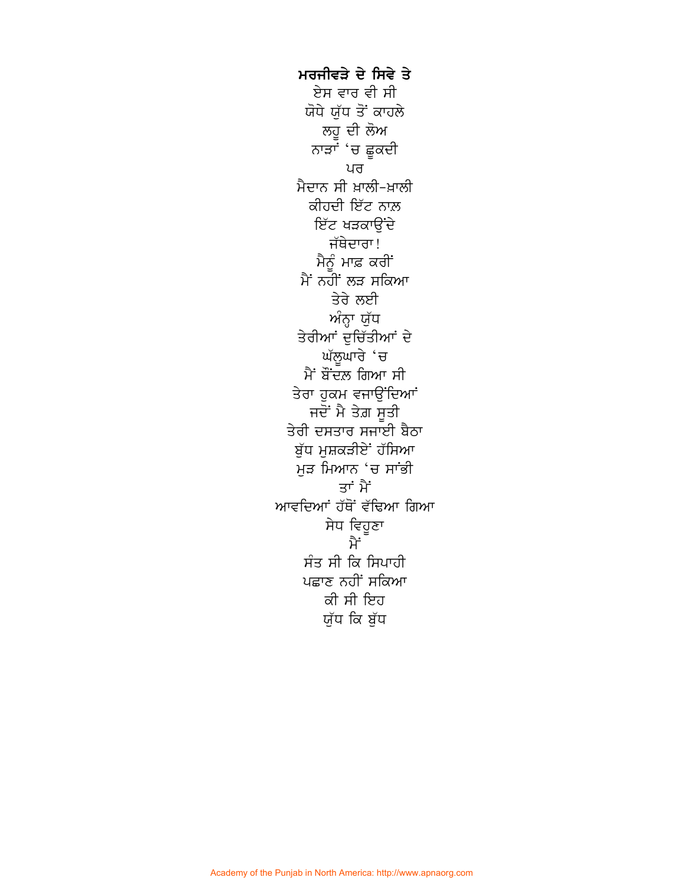**ਮਰਜੀਵੜੇ ਦੇ ਸਿਵੇ ਤੇ**

ਏਸ ਵਾਰ ਵੀ ਸੀ
ਯੋਧੇ ਯੁੱਧ ਤੋਂ ਕਾਹਲੇ
ਲਹੂ ਦੀ ਲੋਅ
ਨਾੜਾਂ 'ਚ ਛੂਕਦੀ
ਪਰ
ਮੈਦਾਨ ਸੀ ਖ਼ਾਲੀ-ਖ਼ਾਲੀ
ਕੀਹਦੀ ਇੱਟ ਨਾਲ਼
ਇੱਟ ਖੜਕਾਉਂਦੇ
ਜੱਥੇਦਾਰਾ!
ਮੈਨੂੰ ਮਾਫ਼ ਕਰੀਂ
ਮੈਂ ਨਹੀਂ ਲੜ ਸਕਿਆ
ਤੇਰੇ ਲਈ
ਅੰਨ੍ਹਾ ਯੁੱਧ
ਤੇਰੀਆਂ ਦੁਚਿੱਤੀਆਂ ਦੇ
ਘੱਲੂਘਾਰੇ 'ਚ
ਮੈਂ ਬੌਂਦਲ਼ ਗਿਆ ਸੀ
ਤੇਰਾ ਹੁਕਮ ਵਜਾਉਂਦਿਆਂ
ਜਦੋਂ ਮੈ ਤੇਗ਼ ਸੂਤੀ
ਤੇਰੀ ਦਸਤਾਰ ਸਜਾਈ ਬੈਠਾ
ਬੁੱਧ ਮੁਸ਼ਕੜੀਏਂ ਹੱਸਿਆ
ਮੁੜ ਮਿਆਨ 'ਚ ਸਾਂਭੀ
ਤਾਂ ਮੈਂ
ਆਵਦਿਆਂ ਹੱਥੋਂ ਵੱਢਿਆ ਗਿਆ
ਸੇਧ ਵਿਹੂਣਾ
ਮੈਂ
ਸੰਤ ਸੀ ਕਿ ਸਿਪਾਹੀ
ਪਛਾਣ ਨਹੀਂ ਸਕਿਆ
ਕੀ ਸੀ ਇਹ
ਯੁੱਧ ਕਿ ਬੁੱਧ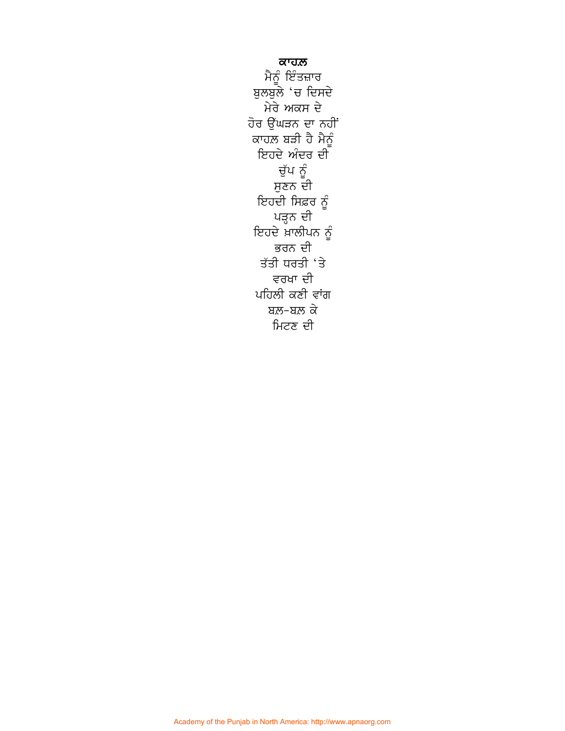**ਕਾਹਲ਼**

ਮੈਨੂੰ ਇੰਤਜ਼ਾਰ  
ਬੁਲਬੁਲੇ 'ਚ ਦਿਸਦੇ  
ਮੇਰੇ ਅਕਸ ਦੇ  
ਹੋਰ ਉੱਘੜਨ ਦਾ ਨਹੀਂ  
ਕਾਹਲ਼ ਬੜੀ ਹੈ ਮੈਨੂੰ  
ਇਹਦੇ ਅੰਦਰ ਦੀ  
ਚੁੱਪ ਨੂੰ  
ਸੁਣਨ ਦੀ  
ਇਹਦੀ ਸਿਫ਼ਰ ਨੂੰ  
ਪੜ੍ਹਨ ਦੀ  
ਇਹਦੇ ਖ਼ਾਲੀਪਨ ਨੂੰ  
ਭਰਨ ਦੀ  
ਤੱਤੀ ਧਰਤੀ 'ਤੇ  
ਵਰਖਾ ਦੀ  
ਪਹਿਲੀ ਕਣੀ ਵਾਂਗ  
ਬਲ਼-ਬਲ਼ ਕੇ  
ਮਿਟਣ ਦੀ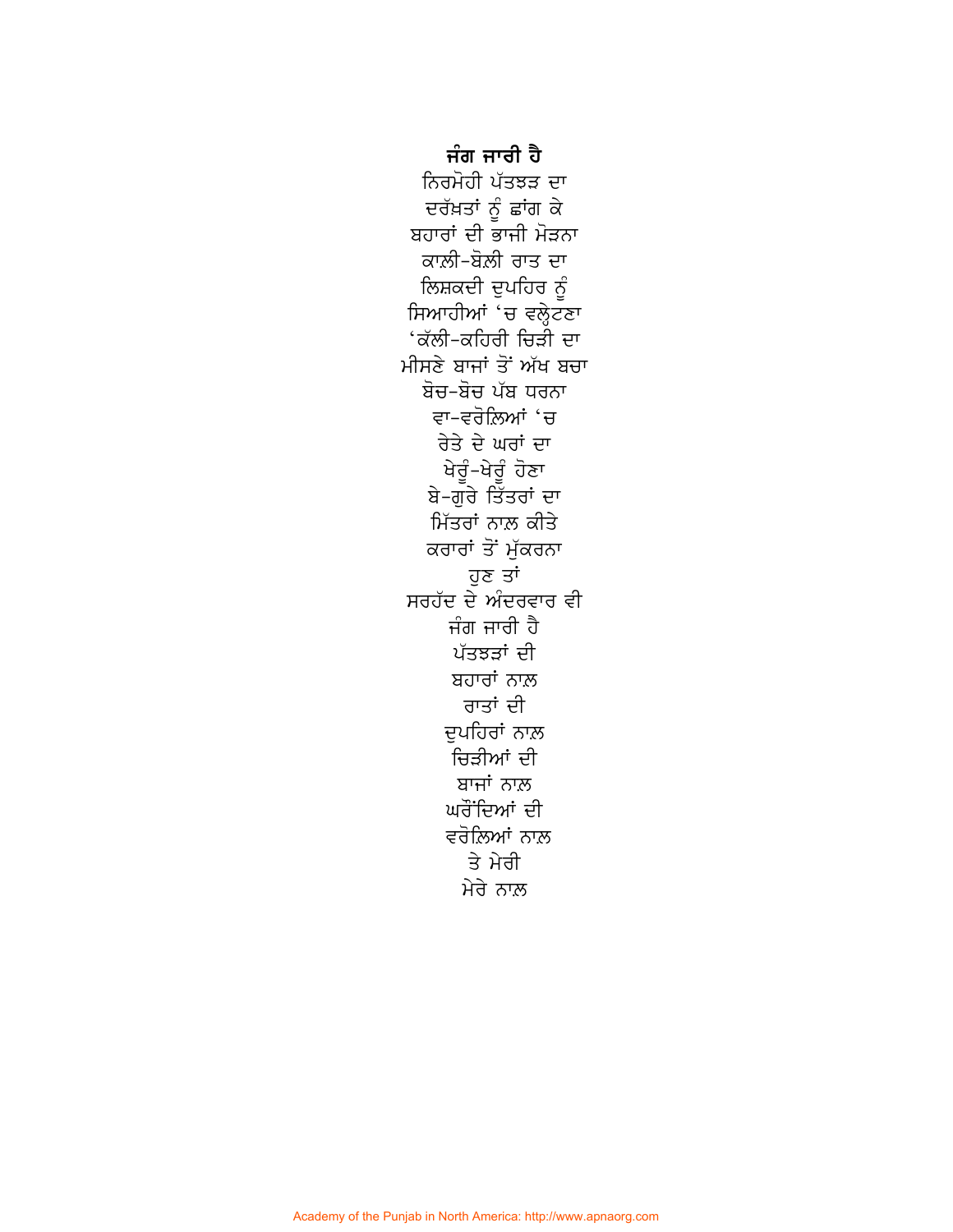## ਜੰਗ ਜਾਰੀ ਹੈ

ਨਿਰਮੋਹੀ ਪੱਤਝੜ ਦਾ  
ਦਰੱਖ਼ਤਾਂ ਨੂੰ ਛਾਂਗ ਕੇ  
ਬਹਾਰਾਂ ਦੀ ਭਾਜੀ ਮੋੜਨਾ  
ਕਾਲ਼ੀ-ਬੋਲ਼ੀ ਰਾਤ ਦਾ  
ਲਿਸ਼ਕਦੀ ਦੁਪਹਿਰ ਨੂੰ  
ਸਿਆਹੀਆਂ 'ਚ ਵਲ੍ਹੇਟਣਾ  
'ਕੱਲੀ-ਕਹਿਰੀ ਚਿੜੀ ਦਾ  
ਮੀਸਣੇ ਬਾਜਾਂ ਤੋਂ ਅੱਖ ਬਚਾ  
ਬੋਚ-ਬੋਚ ਪੱਬ ਧਰਨਾ  
ਵਾ-ਵਰੋਲ਼ਿਆਂ 'ਚ  
ਰੇਤੇ ਦੇ ਘਰਾਂ ਦਾ  
ਖੇਰੂੰ-ਖੇਰੂੰ ਹੋਣਾ  
ਬੇ-ਗੁਰੇ ਤਿੱਤਰਾਂ ਦਾ  
ਮਿੱਤਰਾਂ ਨਾਲ਼ ਕੀਤੇ  
ਕਰਾਰਾਂ ਤੋਂ ਮੁੱਕਰਨਾ  
ਹੁਣ ਤਾਂ  
ਸਰਹੱਦ ਦੇ ਅੰਦਰਵਾਰ ਵੀ  
ਜੰਗ ਜਾਰੀ ਹੈ  
ਪੱਤਝੜਾਂ ਦੀ  
ਬਹਾਰਾਂ ਨਾਲ਼  
ਰਾਤਾਂ ਦੀ  
ਦੁਪਹਿਰਾਂ ਨਾਲ਼  
ਚਿੜੀਆਂ ਦੀ  
ਬਾਜਾਂ ਨਾਲ਼  
ਘਰੌਂਦਿਆਂ ਦੀ  
ਵਰੋਲ਼ਿਆਂ ਨਾਲ਼  
ਤੇ ਮੇਰੀ  
ਮੇਰੇ ਨਾਲ਼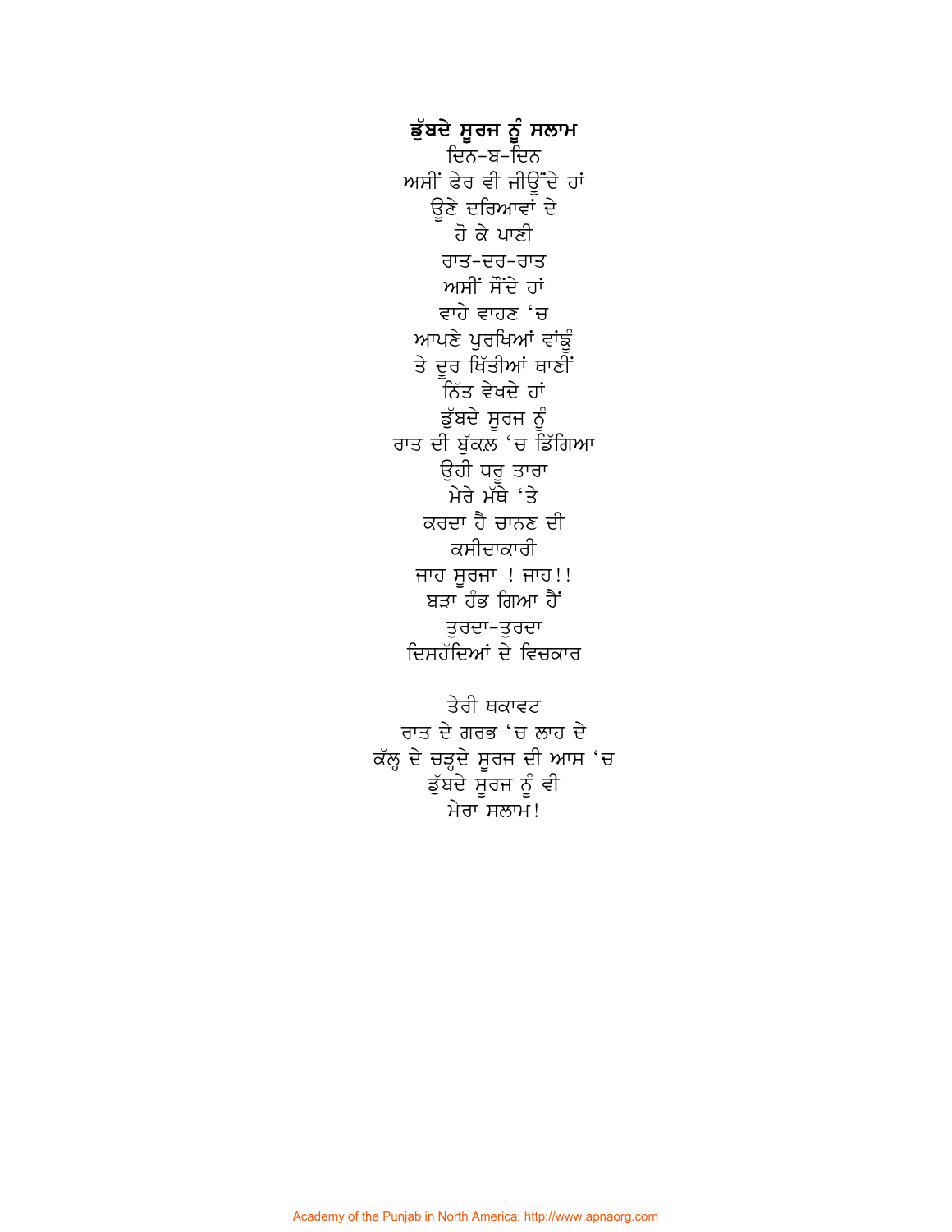**ਡੁੱਬਦੇ ਸੂਰਜ ਨੂੰ ਸਲਾਮ**

ਦਿਨ-ਬ-ਦਿਨ
ਅਸੀਂ ਫੇਰ ਵੀ ਜੀਊਂਦੇ ਹਾਂ
ਉਣੇ ਦਰਿਆਵਾਂ ਦੇ
ਹੋ ਕੇ ਪਾਣੀ
ਰਾਤ-ਦਰ-ਰਾਤ
ਅਸੀਂ ਸੌਂਦੇ ਹਾਂ
ਵਾਹੇ ਵਾਹਣ 'ਚ
ਆਪਣੇ ਪੁਰਖਿਆਂ ਵਾਂਙੂੰ
ਤੇ ਦੂਰ ਖਿੱਤੀਆਂ ਥਾਣੀਂ
ਨਿੱਤ ਵੇਖਦੇ ਹਾਂ
ਡੁੱਬਦੇ ਸੂਰਜ ਨੂੰ
ਰਾਤ ਦੀ ਬੁੱਕਲ਼ 'ਚ ਡਿੱਗਿਆ
ਉਹੀ ਧਰੂ ਤਾਰਾ
ਮੇਰੇ ਮੱਥੇ 'ਤੇ
ਕਰਦਾ ਹੈ ਚਾਨਣ ਦੀ
ਕਸੀਦਾਕਾਰੀ
ਜਾਹ ਸੂਰਜਾ ! ਜਾਹ!!
ਬੜਾ ਹੰਭ ਗਿਆ ਹੈਂ
ਤੁਰਦਾ-ਤੁਰਦਾ
ਦਿਸਹੱਦਿਆਂ ਦੇ ਵਿਚਕਾਰ

ਤੇਰੀ ਥਕਾਵਟ
ਰਾਤ ਦੇ ਗਰਭ 'ਚ ਲਾਹ ਦੇ
ਕੱਲ੍ਹ ਦੇ ਚੜ੍ਹਦੇ ਸੂਰਜ ਦੀ ਆਸ 'ਚ
ਡੁੱਬਦੇ ਸੂਰਜ ਨੂੰ ਵੀ
ਮੇਰਾ ਸਲਾਮ!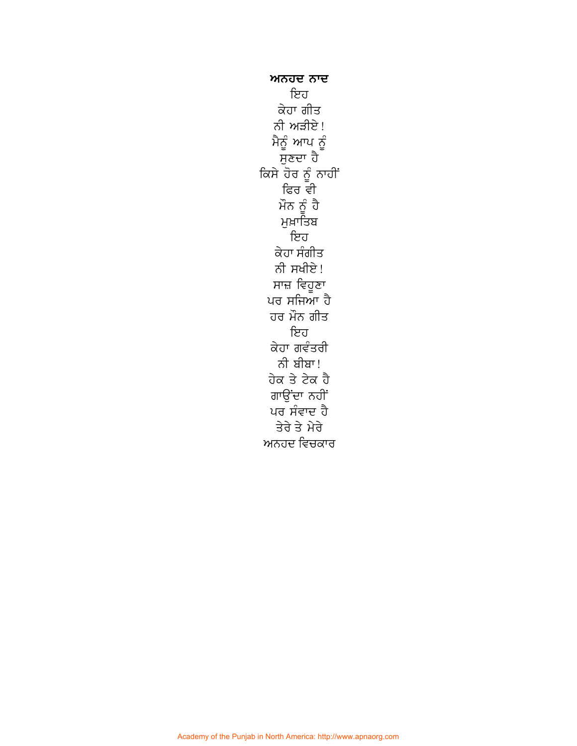## ਅਨਹਦ ਨਾਦ

ਇਹ
ਕੇਹਾ ਗੀਤ
ਨੀ ਅੜੀਏ!
ਮੈਨੂੰ ਆਪ ਨੂੰ
ਸੁਣਦਾ ਹੈ
ਕਿਸੇ ਹੋਰ ਨੂੰ ਨਾਹੀਂ
ਫਿਰ ਵੀ
ਮੌਨ ਨੂੰ ਹੈ
ਮੁਖ਼ਾਤਿਬ
ਇਹ
ਕੇਹਾ ਸੰਗੀਤ
ਨੀ ਸਖੀਏ!
ਸਾਜ਼ ਵਿਹੂਣਾ
ਪਰ ਸਜਿਆ ਹੈ
ਹਰ ਮੌਨ ਗੀਤ
ਇਹ
ਕੇਹਾ ਗਵੰਤਰੀ
ਨੀ ਬੀਬਾ!
ਹੇਕ ਤੇ ਟੇਕ ਹੈ
ਗਾਉਂਦਾ ਨਹੀਂ
ਪਰ ਸੰਵਾਦ ਹੈ
ਤੇਰੇ ਤੇ ਮੇਰੇ
ਅਨਹਦ ਵਿਚਕਾਰ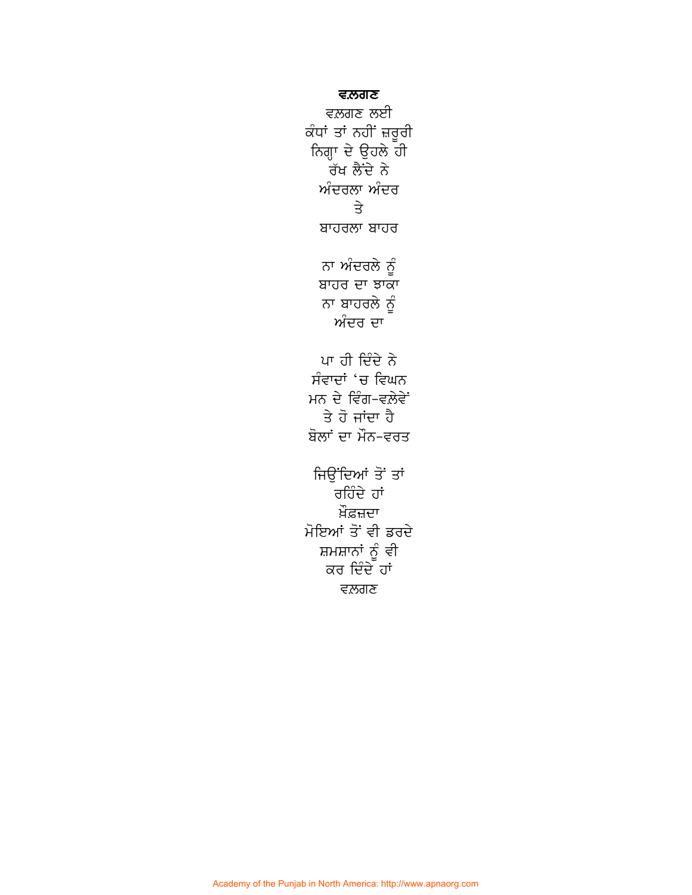**ਵਲ਼ਗਣ**

ਵਲ਼ਗਣ ਲਈ  
ਕੰਧਾਂ ਤਾਂ ਨਹੀਂ ਜ਼ਰੂਰੀ  
ਨਿਗ੍ਹਾ ਦੇ ਉਹਲੇ ਹੀ  
ਰੱਖ ਲੈਂਦੇ ਨੇ  
ਅੰਦਰਲਾ ਅੰਦਰ  
ਤੇ  
ਬਾਹਰਲਾ ਬਾਹਰ

ਨਾ ਅੰਦਰਲੇ ਨੂੰ  
ਬਾਹਰ ਦਾ ਝਾਕਾ  
ਨਾ ਬਾਹਰਲੇ ਨੂੰ  
ਅੰਦਰ ਦਾ

ਪਾ ਹੀ ਦਿੰਦੇ ਨੇ  
ਸੰਵਾਦਾਂ 'ਚ ਵਿਘਨ  
ਮਨ ਦੇ ਵਿੰਗ-ਵਲ਼ੇਵੇਂ  
ਤੇ ਹੋ ਜਾਂਦਾ ਹੈ  
ਬੋਲਾਂ ਦਾ ਮੌਨ-ਵਰਤ

ਜਿਉਂਦਿਆਂ ਤੋਂ ਤਾਂ  
ਰਹਿੰਦੇ ਹਾਂ  
ਖ਼ੌਫ਼ਜ਼ਦਾ  
ਮੋਇਆਂ ਤੋਂ ਵੀ ਡਰਦੇ  
ਸ਼ਮਸ਼ਾਨਾਂ ਨੂੰ ਵੀ  
ਕਰ ਦਿੰਦੇ ਹਾਂ  
ਵਲ਼ਗਣ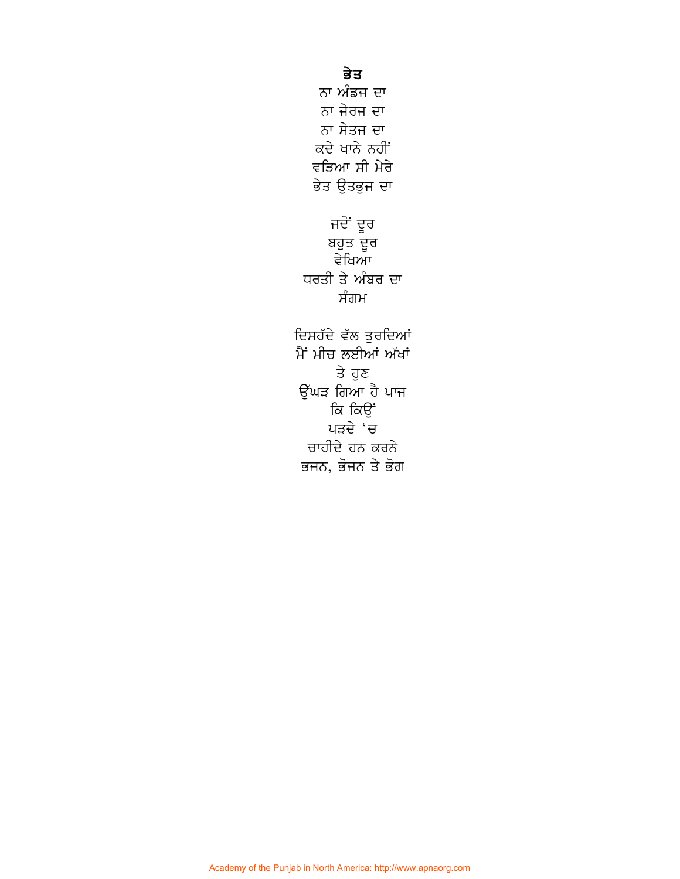**ਭੇਤ**

ਨਾ ਅੰਡਜ ਦਾ
ਨਾ ਜੇਰਜ ਦਾ
ਨਾ ਸੇਤਜ ਦਾ
ਕਦੇ ਖਾਨੇ ਨਹੀਂ
ਵੜਿਆ ਸੀ ਮੇਰੇ
ਭੇਤ ਉਤਭੁਜ ਦਾ

ਜਦੋਂ ਦੂਰ
ਬਹੁਤ ਦੂਰ
ਵੇਖਿਆ
ਧਰਤੀ ਤੇ ਅੰਬਰ ਦਾ
ਸੰਗਮ

ਦਿਸਹੱਦੇ ਵੱਲ ਤੁਰਦਿਆਂ
ਮੈਂ ਮੀਚ ਲਈਆਂ ਅੱਖਾਂ
ਤੇ ਹੁਣ
ਉੱਘੜ ਗਿਆ ਹੈ ਪਾਜ
ਕਿ ਕਿਉਂ
ਪੜਦੇ 'ਚ
ਚਾਹੀਦੇ ਹਨ ਕਰਨੇ
ਭਜਨ, ਭੋਜਨ ਤੇ ਭੋਗ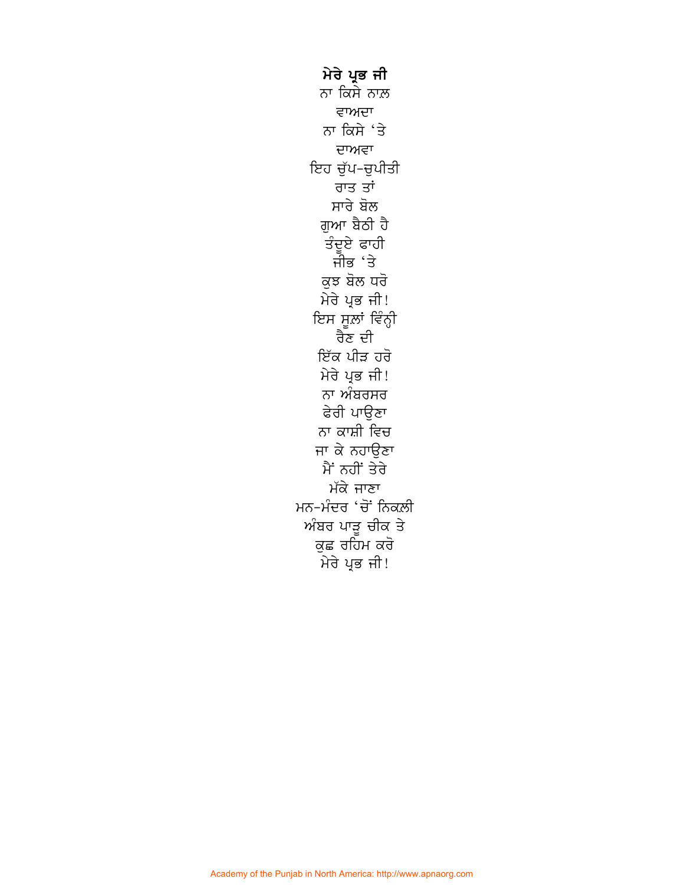**ਮੇਰੇ ਪ੍ਰਭ ਜੀ**

ਨਾ ਕਿਸੇ ਨਾਲ਼
ਵਾਅਦਾ
ਨਾ ਕਿਸੇ ‘ਤੇ
ਦਾਅਵਾ
ਇਹ ਚੁੱਪ-ਚੁਪੀਤੀ
ਰਾਤ ਤਾਂ
ਸਾਰੇ ਬੋਲ
ਗੁਆ ਬੈਠੀ ਹੈ
ਤੰਦੂਏ ਫਾਹੀ
ਜੀਭ ‘ਤੇ
ਕੁਝ ਬੋਲ ਧਰੋ
ਮੇਰੇ ਪ੍ਰਭ ਜੀ!
ਇਸ ਸੂਲ਼ਾਂ ਵਿੰਨ੍ਹੀ
ਰੈਣ ਦੀ
ਇੱਕ ਪੀੜ ਹਰੋ
ਮੇਰੇ ਪ੍ਰਭ ਜੀ!
ਨਾ ਅੰਬਰਸਰ
ਫੇਰੀ ਪਾਉਣਾ
ਨਾ ਕਾਸ਼ੀ ਵਿਚ
ਜਾ ਕੇ ਨਹਾਉਣਾ
ਮੈਂ ਨਹੀਂ ਤੇਰੇ
ਮੱਕੇ ਜਾਣਾ
ਮਨ-ਮੰਦਰ ‘ਚੋਂ ਨਿਕਲ਼ੀ
ਅੰਬਰ ਪਾੜੂ ਚੀਕ ਤੇ
ਕੁਛ ਰਹਿਮ ਕਰੋ
ਮੇਰੇ ਪ੍ਰਭ ਜੀ!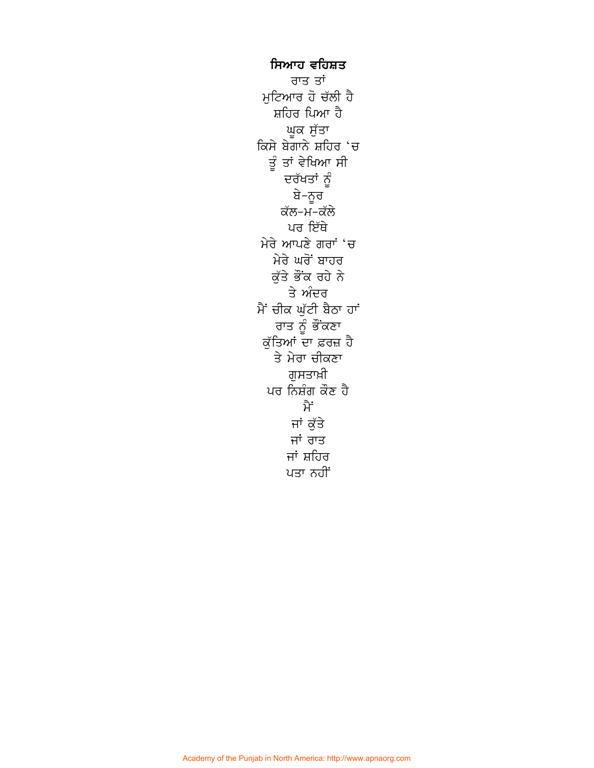**ਸਿਆਹ ਵਹਿਸ਼ਤ**

ਰਾਤ ਤਾਂ  
ਮੁਟਿਆਰ ਹੋ ਚੱਲੀ ਹੈ  
ਸ਼ਹਿਰ ਪਿਆ ਹੈ  
ਘੂਕ ਸੁੱਤਾ  
ਕਿਸੇ ਬੇਗਾਨੇ ਸ਼ਹਿਰ ‘ਚ  
ਤੂੰ ਤਾਂ ਵੇਖਿਆ ਸੀ  
ਦਰੱਖਤਾਂ ਨੂੰ  
ਬੇ-ਨੂਰ  
ਕੱਲ-ਮ-ਕੱਲੇ  
ਪਰ ਇੱਥੇ  
ਮੇਰੇ ਆਪਣੇ ਗਰਾਂ ‘ਚ  
ਮੇਰੇ ਘਰੋਂ ਬਾਹਰ  
ਕੁੱਤੇ ਭੌਂਕ ਰਹੇ ਨੇ  
ਤੇ ਅੰਦਰ  
ਮੈਂ ਚੀਕ ਘੁੱਟੀ ਬੈਠਾ ਹਾਂ  
ਰਾਤ ਨੂੰ ਭੌਂਕਣਾ  
ਕੁੱਤਿਆਂ ਦਾ ਫ਼ਰਜ਼ ਹੈ  
ਤੇ ਮੇਰਾ ਚੀਕਣਾ  
ਗੁਸਤਾਖ਼ੀ  
ਪਰ ਨਿਸ਼ੰਗ ਕੌਣ ਹੈ  
ਮੈਂ  
ਜਾਂ ਕੁੱਤੇ  
ਜਾਂ ਰਾਤ  
ਜਾਂ ਸ਼ਹਿਰ  
ਪਤਾ ਨਹੀਂ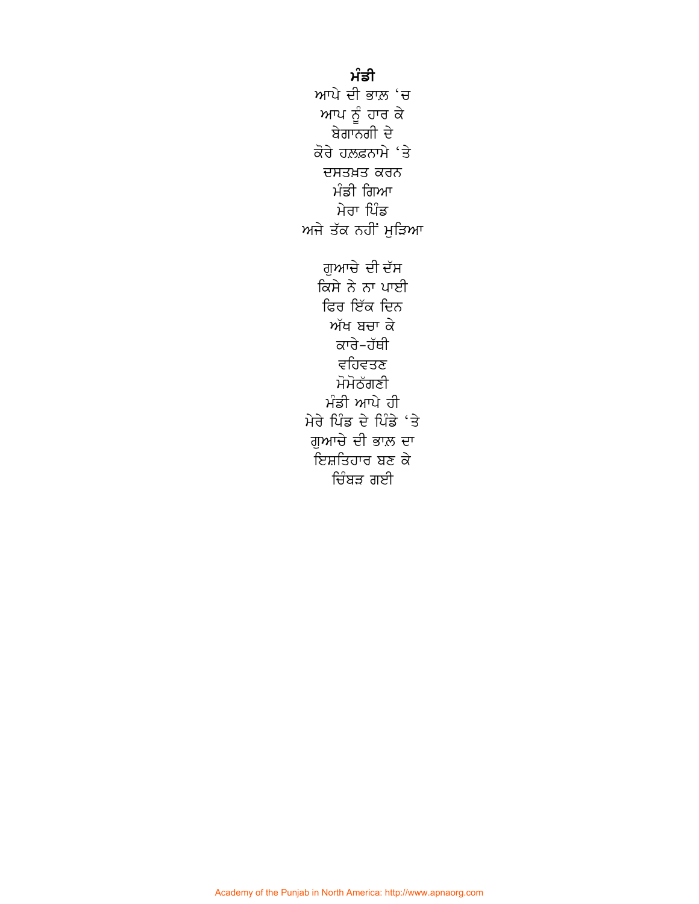**ਮੰਡੀ**

ਆਪੇ ਦੀ ਭਾਲ਼ 'ਚ
ਆਪ ਨੂੰ ਹਾਰ ਕੇ
ਬੇਗਾਨਗੀ ਦੇ
ਕੋਰੇ ਹਲ਼ਫ਼ਨਾਮੇ 'ਤੇ
ਦਸਤਖ਼ਤ ਕਰਨ
ਮੰਡੀ ਗਿਆ
ਮੇਰਾ ਪਿੰਡ
ਅਜੇ ਤੱਕ ਨਹੀਂ ਮੁੜਿਆ

ਗੁਆਚੇ ਦੀ ਦੱਸ
ਕਿਸੇ ਨੇ ਨਾ ਪਾਈ
ਫਿਰ ਇੱਕ ਦਿਨ
ਅੱਖ ਬਚਾ ਕੇ
ਕਾਰੇ-ਹੱਥੀ
ਵਹਿਵਤਣ
ਮੋਮੋਠੱਗਣੀ
ਮੰਡੀ ਆਪੇ ਹੀ
ਮੇਰੇ ਪਿੰਡ ਦੇ ਪਿੰਡੇ 'ਤੇ
ਗੁਆਚੇ ਦੀ ਭਾਲ਼ ਦਾ
ਇਸ਼ਤਿਹਾਰ ਬਣ ਕੇ
ਚਿੰਬੜ ਗਈ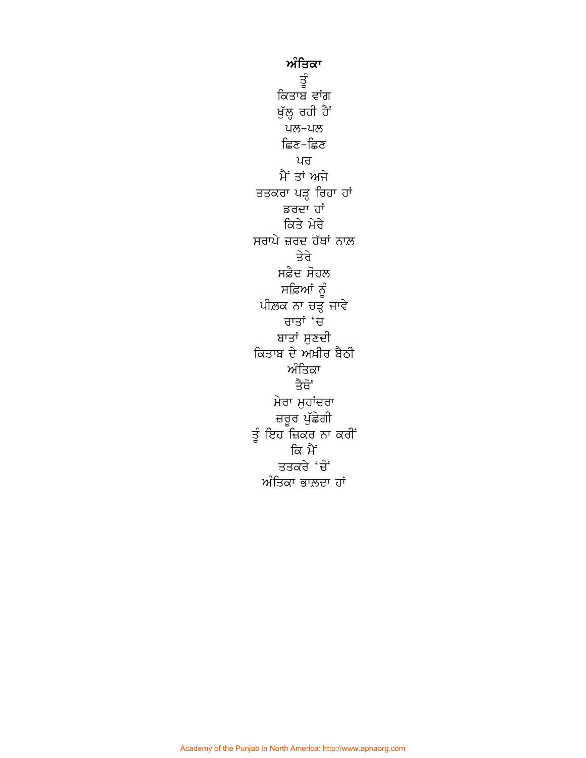**ਅੰਤਿਕਾ**

ਤੂੰ  
ਕਿਤਾਬ ਵਾਂਗ  
ਖੁੱਲ੍ਹ ਰਹੀ ਹੈਂ  
ਪਲ-ਪਲ  
ਛਿਣ-ਛਿਣ  
ਪਰ  
ਮੈਂ ਤਾਂ ਅਜੇ  
ਤਤਕਰਾ ਪੜ੍ਹ ਰਿਹਾ ਹਾਂ  
ਡਰਦਾ ਹਾਂ  
ਕਿਤੇ ਮੇਰੇ  
ਸਰਾਪੇ ਜ਼ਰਦ ਹੱਥਾਂ ਨਾਲ਼  
ਤੇਰੇ  
ਸਫ਼ੈਦ ਸੋਹਲ  
ਸਫ਼ਿਆਂ ਨੂੰ  
ਪੀਲ਼ਕ ਨਾ ਚੜ੍ਹ ਜਾਵੇ  
ਰਾਤਾਂ 'ਚ  
ਬਾਤਾਂ ਸੁਣਦੀ  
ਕਿਤਾਬ ਦੇ ਅਖ਼ੀਰ ਬੈਠੀ  
ਅੰਤਿਕਾ  
ਤੈਥੋਂ  
ਮੇਰਾ ਮੁਹਾਂਦਰਾ  
ਜ਼ਰੂਰ ਪੁੱਛੇਗੀ  
ਤੂੰ ਇਹ ਜ਼ਿਕਰ ਨਾ ਕਰੀਂ  
ਕਿ ਮੈਂ  
ਤਤਕਰੇ 'ਚੋਂ  
ਅੰਤਿਕਾ ਭਾਲ਼ਦਾ ਹਾਂ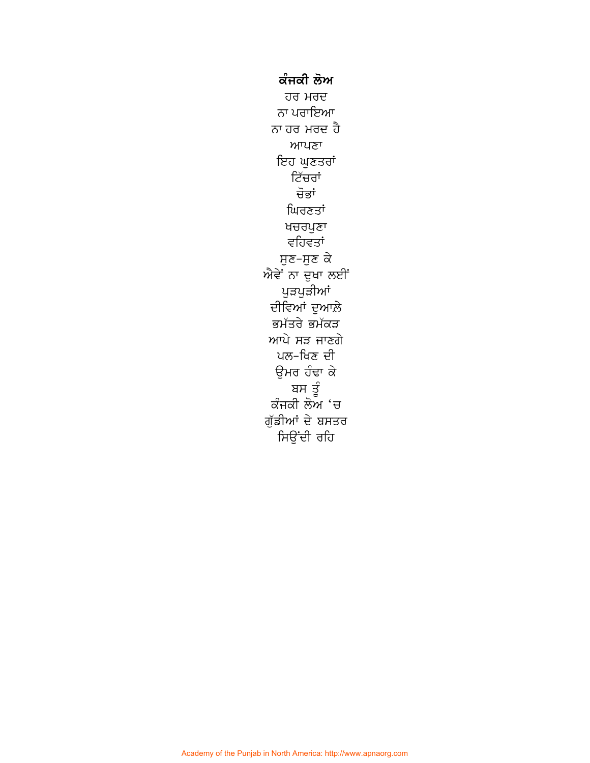**ਕੰਜਕੀ ਲੋਅ**

ਹਰ ਮਰਦ
ਨਾ ਪਰਾਇਆ
ਨਾ ਹਰ ਮਰਦ ਹੈ
ਆਪਣਾ
ਇਹ ਘੁਣਤਰਾਂ
ਟਿੱਚਰਾਂ
ਚੋਭਾਂ
ਘਿਰਣਤਾਂ
ਖਚਰਪੁਣਾ
ਵਹਿਵਤਾਂ
ਸੁਣ-ਸੁਣ ਕੇ
ਐਵੇਂ ਨਾ ਦੁਖਾ ਲਈਂ
ਪੁੜਪੁੜੀਆਂ
ਦੀਵਿਆਂ ਦੁਆਲ਼ੇ
ਭਮੱਤਰੇ ਭਮੱਕੜ
ਆਪੇ ਸੜ ਜਾਣਗੇ
ਪਲ-ਖਿਣ ਦੀ
ਉਮਰ ਹੰਢਾ ਕੇ
ਬਸ ਤੂੰ
ਕੰਜਕੀ ਲੋਅ 'ਚ
ਗੁੱਡੀਆਂ ਦੇ ਬਸਤਰ
ਸਿਉਂਦੀ ਰਹਿ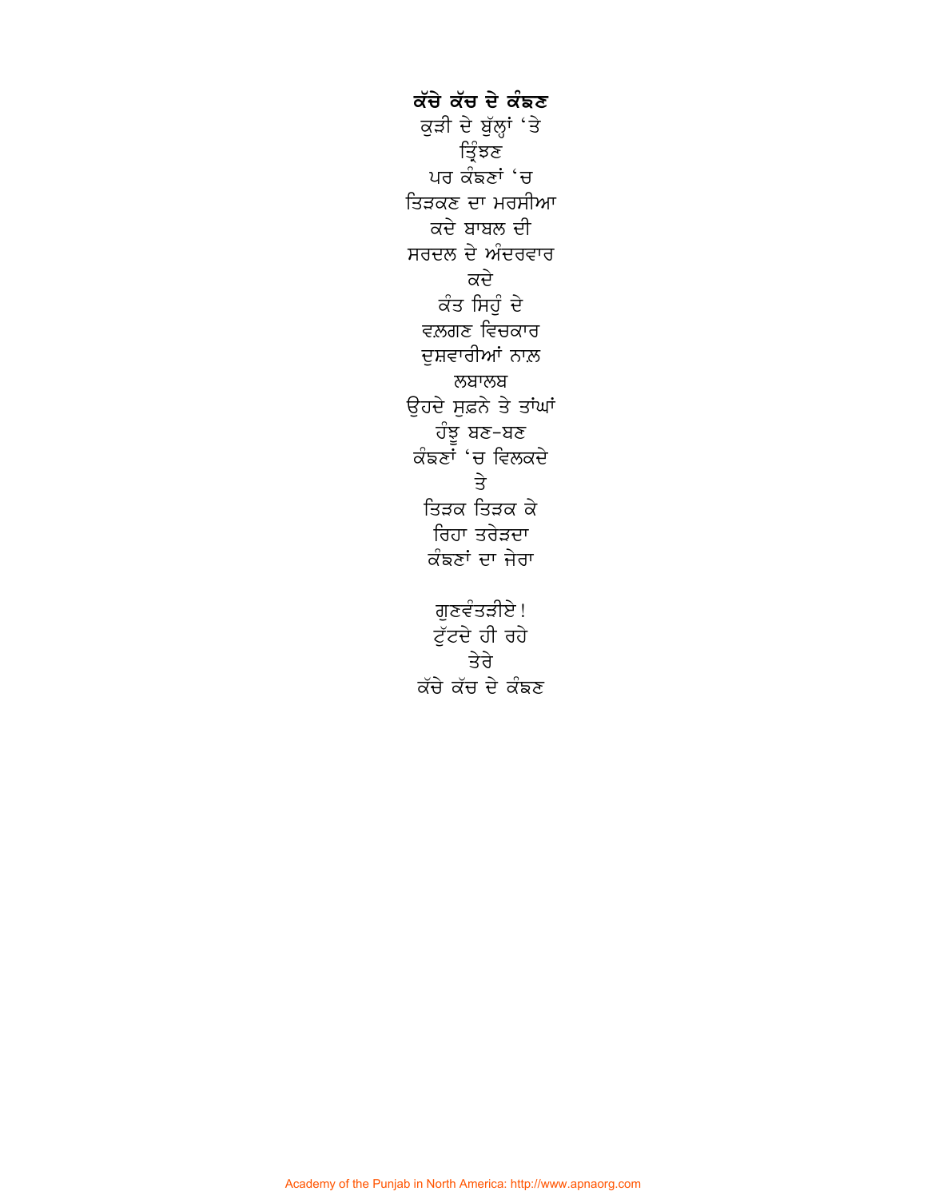**ਕੱਚੇ ਕੱਚ ਦੇ ਕੰਙਣ**

ਕੁੜੀ ਦੇ ਬੁੱਲ੍ਹਾਂ 'ਤੇ
ਤ੍ਰਿੰਝਣ
ਪਰ ਕੰਙਣਾਂ 'ਚ
ਤਿੜਕਣ ਦਾ ਮਰਸੀਆ
ਕਦੇ ਬਾਬਲ ਦੀ
ਸਰਦਲ ਦੇ ਅੰਦਰਵਾਰ
ਕਦੇ
ਕੰਤ ਸਿਹੁੰ ਦੇ
ਵਲ਼ਗਣ ਵਿਚਕਾਰ
ਦੁਸ਼ਵਾਰੀਆਂ ਨਾਲ਼
ਲਬਾਲਬ
ਉਹਦੇ ਸੁਫ਼ਨੇ ਤੇ ਤਾਂਘਾਂ
ਹੰਝੂ ਬਣ-ਬਣ
ਕੰਙਣਾਂ 'ਚ ਵਿਲਕਦੇ
ਤੇ
ਤਿੜਕ ਤਿੜਕ ਕੇ
ਰਿਹਾ ਤਰੇੜਦਾ
ਕੰਙਣਾਂ ਦਾ ਜੇਰਾ

ਗੁਣਵੰਤੜੀਏ!
ਟੁੱਟਦੇ ਹੀ ਰਹੇ
ਤੇਰੇ
ਕੱਚੇ ਕੱਚ ਦੇ ਕੰਙਣ